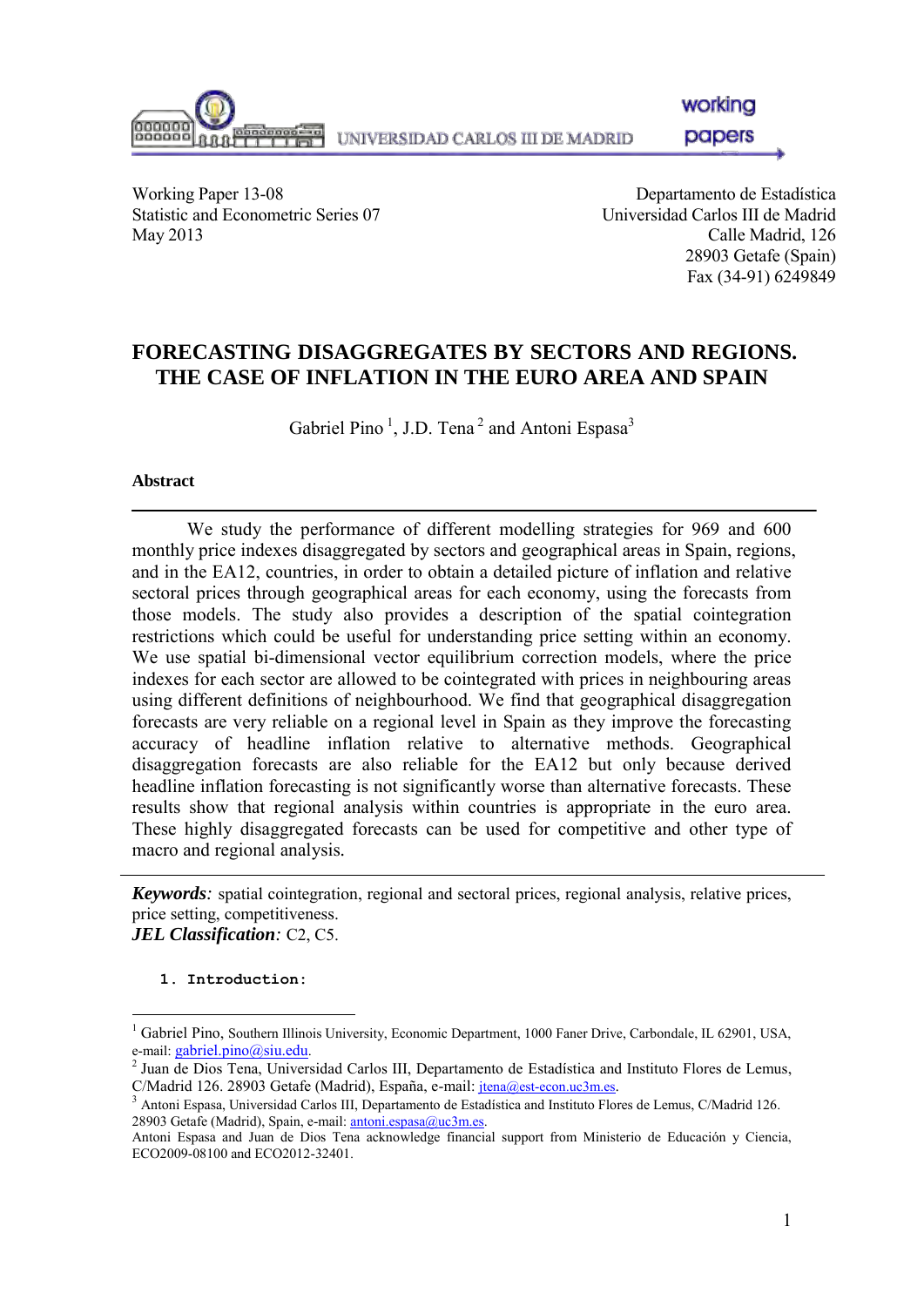Working Paper 13-08
Statistic and Econometric Series 07
May 2013

Departamento de Estadística
Universidad Carlos III de Madrid
Calle Madrid, 126
28903 Getafe (Spain)
Fax (34-91) 6249849

# FORECASTING DISAGGREGATES BY SECTORS AND REGIONS. THE CASE OF INFLATION IN THE EURO AREA AND SPAIN

Gabriel Pino [1], J.D. Tena [2] and Antoni Espasa[3]

**Abstract**

We study the performance of different modelling strategies for 969 and 600 monthly price indexes disaggregated by sectors and geographical areas in Spain, regions, and in the EA12, countries, in order to obtain a detailed picture of inflation and relative sectoral prices through geographical areas for each economy, using the forecasts from those models. The study also provides a description of the spatial cointegration restrictions which could be useful for understanding price setting within an economy. We use spatial bi-dimensional vector equilibrium correction models, where the price indexes for each sector are allowed to be cointegrated with prices in neighbouring areas using different definitions of neighbourhood. We find that geographical disaggregation forecasts are very reliable on a regional level in Spain as they improve the forecasting accuracy of headline inflation relative to alternative methods. Geographical disaggregation forecasts are also reliable for the EA12 but only because derived headline inflation forecasting is not significantly worse than alternative forecasts. These results show that regional analysis within countries is appropriate in the euro area. These highly disaggregated forecasts can be used for competitive and other type of macro and regional analysis.

***Keywords:*** spatial cointegration, regional and sectoral prices, regional analysis, relative prices, price setting, competitiveness.
***JEL Classification:*** C2, C5.

## 1. Introduction:

[1] Gabriel Pino, Southern Illinois University, Economic Department, 1000 Faner Drive, Carbondale, IL 62901, USA, e-mail: gabriel.pino@siu.edu.
[2] Juan de Dios Tena, Universidad Carlos III, Departamento de Estadística and Instituto Flores de Lemus, C/Madrid 126. 28903 Getafe (Madrid), España, e-mail: jtena@est-econ.uc3m.es.
[3] Antoni Espasa, Universidad Carlos III, Departamento de Estadística and Instituto Flores de Lemus, C/Madrid 126. 28903 Getafe (Madrid), Spain, e-mail: antoni.espasa@uc3m.es.
Antoni Espasa and Juan de Dios Tena acknowledge financial support from Ministerio de Educación y Ciencia, ECO2009-08100 and ECO2012-32401.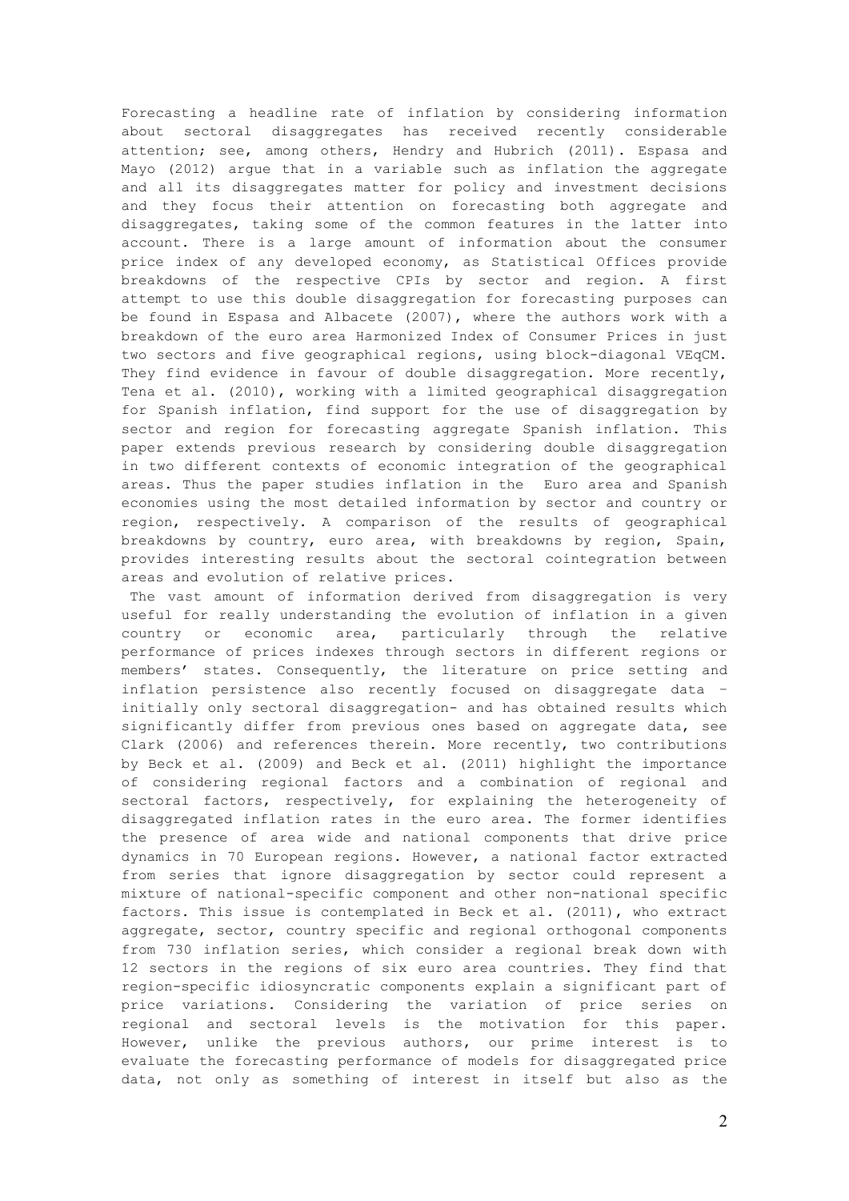Forecasting a headline rate of inflation by considering information about sectoral disaggregates has received recently considerable attention; see, among others, Hendry and Hubrich (2011). Espasa and Mayo (2012) argue that in a variable such as inflation the aggregate and all its disaggregates matter for policy and investment decisions and they focus their attention on forecasting both aggregate and disaggregates, taking some of the common features in the latter into account. There is a large amount of information about the consumer price index of any developed economy, as Statistical Offices provide breakdowns of the respective CPIs by sector and region. A first attempt to use this double disaggregation for forecasting purposes can be found in Espasa and Albacete (2007), where the authors work with a breakdown of the euro area Harmonized Index of Consumer Prices in just two sectors and five geographical regions, using block-diagonal VEqCM. They find evidence in favour of double disaggregation. More recently, Tena et al. (2010), working with a limited geographical disaggregation for Spanish inflation, find support for the use of disaggregation by sector and region for forecasting aggregate Spanish inflation. This paper extends previous research by considering double disaggregation in two different contexts of economic integration of the geographical areas. Thus the paper studies inflation in the Euro area and Spanish economies using the most detailed information by sector and country or region, respectively. A comparison of the results of geographical breakdowns by country, euro area, with breakdowns by region, Spain, provides interesting results about the sectoral cointegration between areas and evolution of relative prices.

The vast amount of information derived from disaggregation is very useful for really understanding the evolution of inflation in a given country or economic area, particularly through the relative performance of prices indexes through sectors in different regions or members' states. Consequently, the literature on price setting and inflation persistence also recently focused on disaggregate data – initially only sectoral disaggregation- and has obtained results which significantly differ from previous ones based on aggregate data, see Clark (2006) and references therein. More recently, two contributions by Beck et al. (2009) and Beck et al. (2011) highlight the importance of considering regional factors and a combination of regional and sectoral factors, respectively, for explaining the heterogeneity of disaggregated inflation rates in the euro area. The former identifies the presence of area wide and national components that drive price dynamics in 70 European regions. However, a national factor extracted from series that ignore disaggregation by sector could represent a mixture of national-specific component and other non-national specific factors. This issue is contemplated in Beck et al. (2011), who extract aggregate, sector, country specific and regional orthogonal components from 730 inflation series, which consider a regional break down with 12 sectors in the regions of six euro area countries. They find that region-specific idiosyncratic components explain a significant part of price variations. Considering the variation of price series on regional and sectoral levels is the motivation for this paper. However, unlike the previous authors, our prime interest is to evaluate the forecasting performance of models for disaggregated price data, not only as something of interest in itself but also as the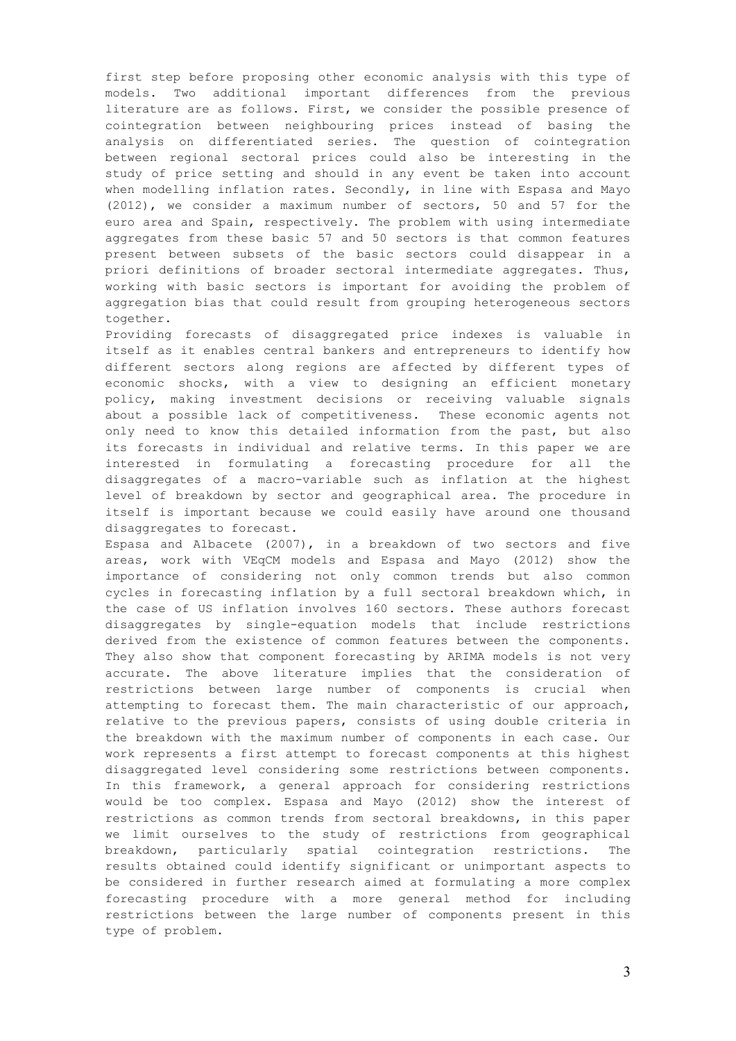first step before proposing other economic analysis with this type of models. Two additional important differences from the previous literature are as follows. First, we consider the possible presence of cointegration between neighbouring prices instead of basing the analysis on differentiated series. The question of cointegration between regional sectoral prices could also be interesting in the study of price setting and should in any event be taken into account when modelling inflation rates. Secondly, in line with Espasa and Mayo (2012), we consider a maximum number of sectors, 50 and 57 for the euro area and Spain, respectively. The problem with using intermediate aggregates from these basic 57 and 50 sectors is that common features present between subsets of the basic sectors could disappear in a priori definitions of broader sectoral intermediate aggregates. Thus, working with basic sectors is important for avoiding the problem of aggregation bias that could result from grouping heterogeneous sectors together.

Providing forecasts of disaggregated price indexes is valuable in itself as it enables central bankers and entrepreneurs to identify how different sectors along regions are affected by different types of economic shocks, with a view to designing an efficient monetary policy, making investment decisions or receiving valuable signals about a possible lack of competitiveness. These economic agents not only need to know this detailed information from the past, but also its forecasts in individual and relative terms. In this paper we are interested in formulating a forecasting procedure for all the disaggregates of a macro-variable such as inflation at the highest level of breakdown by sector and geographical area. The procedure in itself is important because we could easily have around one thousand disaggregates to forecast.

Espasa and Albacete (2007), in a breakdown of two sectors and five areas, work with VEqCM models and Espasa and Mayo (2012) show the importance of considering not only common trends but also common cycles in forecasting inflation by a full sectoral breakdown which, in the case of US inflation involves 160 sectors. These authors forecast disaggregates by single-equation models that include restrictions derived from the existence of common features between the components. They also show that component forecasting by ARIMA models is not very accurate. The above literature implies that the consideration of restrictions between large number of components is crucial when attempting to forecast them. The main characteristic of our approach, relative to the previous papers, consists of using double criteria in the breakdown with the maximum number of components in each case. Our work represents a first attempt to forecast components at this highest disaggregated level considering some restrictions between components. In this framework, a general approach for considering restrictions would be too complex. Espasa and Mayo (2012) show the interest of restrictions as common trends from sectoral breakdowns, in this paper we limit ourselves to the study of restrictions from geographical breakdown, particularly spatial cointegration restrictions. The results obtained could identify significant or unimportant aspects to be considered in further research aimed at formulating a more complex forecasting procedure with a more general method for including restrictions between the large number of components present in this type of problem.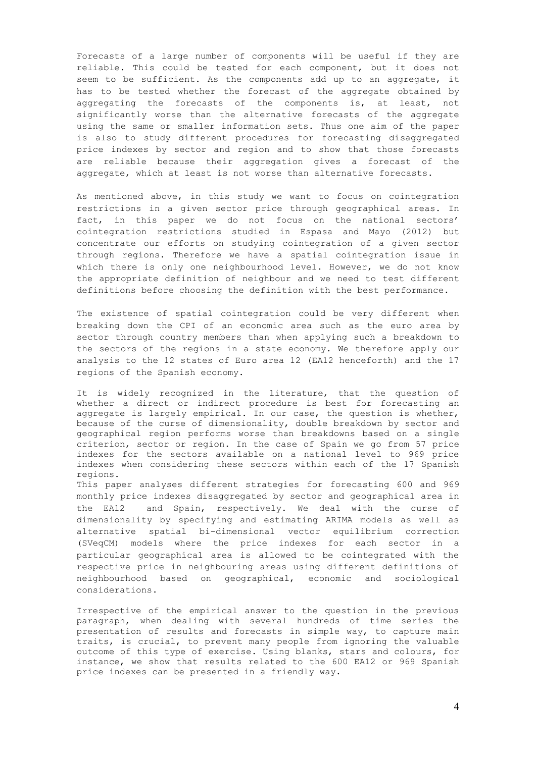Forecasts of a large number of components will be useful if they are reliable. This could be tested for each component, but it does not seem to be sufficient. As the components add up to an aggregate, it has to be tested whether the forecast of the aggregate obtained by aggregating the forecasts of the components is, at least, not significantly worse than the alternative forecasts of the aggregate using the same or smaller information sets. Thus one aim of the paper is also to study different procedures for forecasting disaggregated price indexes by sector and region and to show that those forecasts are reliable because their aggregation gives a forecast of the aggregate, which at least is not worse than alternative forecasts.

As mentioned above, in this study we want to focus on cointegration restrictions in a given sector price through geographical areas. In fact, in this paper we do not focus on the national sectors' cointegration restrictions studied in Espasa and Mayo (2012) but concentrate our efforts on studying cointegration of a given sector through regions. Therefore we have a spatial cointegration issue in which there is only one neighbourhood level. However, we do not know the appropriate definition of neighbour and we need to test different definitions before choosing the definition with the best performance.

The existence of spatial cointegration could be very different when breaking down the CPI of an economic area such as the euro area by sector through country members than when applying such a breakdown to the sectors of the regions in a state economy. We therefore apply our analysis to the 12 states of Euro area 12 (EA12 henceforth) and the 17 regions of the Spanish economy.

It is widely recognized in the literature, that the question of whether a direct or indirect procedure is best for forecasting an aggregate is largely empirical. In our case, the question is whether, because of the curse of dimensionality, double breakdown by sector and geographical region performs worse than breakdowns based on a single criterion, sector or region. In the case of Spain we go from 57 price indexes for the sectors available on a national level to 969 price indexes when considering these sectors within each of the 17 Spanish regions.

This paper analyses different strategies for forecasting 600 and 969 monthly price indexes disaggregated by sector and geographical area in the EA12 and Spain, respectively. We deal with the curse of dimensionality by specifying and estimating ARIMA models as well as alternative spatial bi-dimensional vector equilibrium correction (SVeqCM) models where the price indexes for each sector in a particular geographical area is allowed to be cointegrated with the respective price in neighbouring areas using different definitions of neighbourhood based on geographical, economic and sociological considerations.

Irrespective of the empirical answer to the question in the previous paragraph, when dealing with several hundreds of time series the presentation of results and forecasts in simple way, to capture main traits, is crucial, to prevent many people from ignoring the valuable outcome of this type of exercise. Using blanks, stars and colours, for instance, we show that results related to the 600 EA12 or 969 Spanish price indexes can be presented in a friendly way.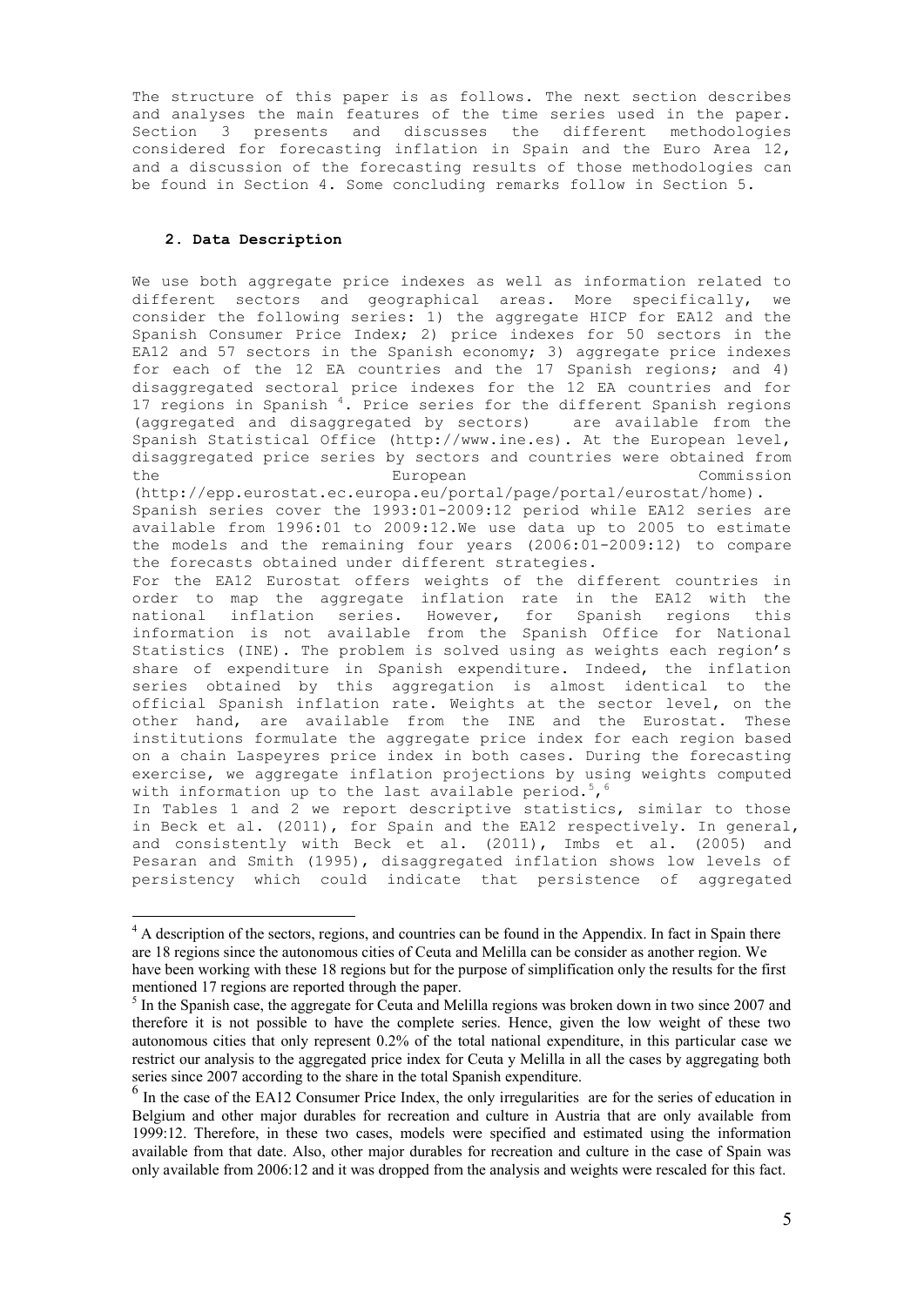The structure of this paper is as follows. The next section describes and analyses the main features of the time series used in the paper. Section 3 presents and discusses the different methodologies considered for forecasting inflation in Spain and the Euro Area 12, and a discussion of the forecasting results of those methodologies can be found in Section 4. Some concluding remarks follow in Section 5.

## 2. Data Description

We use both aggregate price indexes as well as information related to different sectors and geographical areas. More specifically, we consider the following series: 1) the aggregate HICP for EA12 and the Spanish Consumer Price Index; 2) price indexes for 50 sectors in the EA12 and 57 sectors in the Spanish economy; 3) aggregate price indexes for each of the 12 EA countries and the 17 Spanish regions; and 4) disaggregated sectoral price indexes for the 12 EA countries and for 17 regions in Spanish [4]. Price series for the different Spanish regions (aggregated and disaggregated by sectors) are available from the Spanish Statistical Office (http://www.ine.es). At the European level, disaggregated price series by sectors and countries were obtained from the European Commission (http://epp.eurostat.ec.europa.eu/portal/page/portal/eurostat/home). Spanish series cover the 1993:01-2009:12 period while EA12 series are available from 1996:01 to 2009:12.We use data up to 2005 to estimate the models and the remaining four years (2006:01-2009:12) to compare the forecasts obtained under different strategies.

For the EA12 Eurostat offers weights of the different countries in order to map the aggregate inflation rate in the EA12 with the national inflation series. However, for Spanish regions this information is not available from the Spanish Office for National Statistics (INE). The problem is solved using as weights each region's share of expenditure in Spanish expenditure. Indeed, the inflation series obtained by this aggregation is almost identical to the official Spanish inflation rate. Weights at the sector level, on the other hand, are available from the INE and the Eurostat. These institutions formulate the aggregate price index for each region based on a chain Laspeyres price index in both cases. During the forecasting exercise, we aggregate inflation projections by using weights computed with information up to the last available period.[5],[6]

In Tables 1 and 2 we report descriptive statistics, similar to those in Beck et al. (2011), for Spain and the EA12 respectively. In general, and consistently with Beck et al. (2011), Imbs et al. (2005) and Pesaran and Smith (1995), disaggregated inflation shows low levels of persistency which could indicate that persistence of aggregated

---

[4] A description of the sectors, regions, and countries can be found in the Appendix. In fact in Spain there are 18 regions since the autonomous cities of Ceuta and Melilla can be consider as another region. We have been working with these 18 regions but for the purpose of simplification only the results for the first mentioned 17 regions are reported through the paper.

[5] In the Spanish case, the aggregate for Ceuta and Melilla regions was broken down in two since 2007 and therefore it is not possible to have the complete series. Hence, given the low weight of these two autonomous cities that only represent 0.2% of the total national expenditure, in this particular case we restrict our analysis to the aggregated price index for Ceuta y Melilla in all the cases by aggregating both series since 2007 according to the share in the total Spanish expenditure.

[6] In the case of the EA12 Consumer Price Index, the only irregularities are for the series of education in Belgium and other major durables for recreation and culture in Austria that are only available from 1999:12. Therefore, in these two cases, models were specified and estimated using the information available from that date. Also, other major durables for recreation and culture in the case of Spain was only available from 2006:12 and it was dropped from the analysis and weights were rescaled for this fact.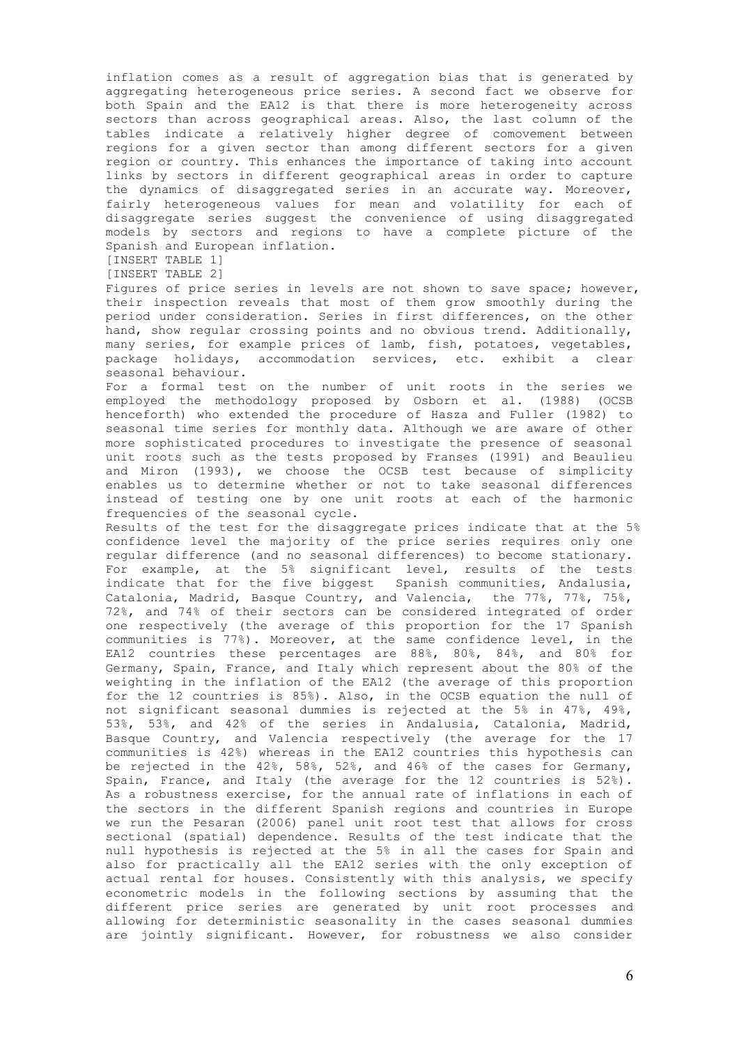inflation comes as a result of aggregation bias that is generated by aggregating heterogeneous price series. A second fact we observe for both Spain and the EA12 is that there is more heterogeneity across sectors than across geographical areas. Also, the last column of the tables indicate a relatively higher degree of comovement between regions for a given sector than among different sectors for a given region or country. This enhances the importance of taking into account links by sectors in different geographical areas in order to capture the dynamics of disaggregated series in an accurate way. Moreover, fairly heterogeneous values for mean and volatility for each of disaggregate series suggest the convenience of using disaggregated models by sectors and regions to have a complete picture of the Spanish and European inflation.

[INSERT TABLE 1]

[INSERT TABLE 2]

Figures of price series in levels are not shown to save space; however, their inspection reveals that most of them grow smoothly during the period under consideration. Series in first differences, on the other hand, show regular crossing points and no obvious trend. Additionally, many series, for example prices of lamb, fish, potatoes, vegetables, package holidays, accommodation services, etc. exhibit a clear seasonal behaviour.

For a formal test on the number of unit roots in the series we employed the methodology proposed by Osborn et al. (1988) (OCSB henceforth) who extended the procedure of Hasza and Fuller (1982) to seasonal time series for monthly data. Although we are aware of other more sophisticated procedures to investigate the presence of seasonal unit roots such as the tests proposed by Franses (1991) and Beaulieu and Miron (1993), we choose the OCSB test because of simplicity enables us to determine whether or not to take seasonal differences instead of testing one by one unit roots at each of the harmonic frequencies of the seasonal cycle.

Results of the test for the disaggregate prices indicate that at the 5% confidence level the majority of the price series requires only one regular difference (and no seasonal differences) to become stationary. For example, at the 5% significant level, results of the tests indicate that for the five biggest Spanish communities, Andalusia, Catalonia, Madrid, Basque Country, and Valencia, the 77%, 77%, 75%, 72%, and 74% of their sectors can be considered integrated of order one respectively (the average of this proportion for the 17 Spanish communities is 77%). Moreover, at the same confidence level, in the EA12 countries these percentages are 88%, 80%, 84%, and 80% for Germany, Spain, France, and Italy which represent about the 80% of the weighting in the inflation of the EA12 (the average of this proportion for the 12 countries is 85%). Also, in the OCSB equation the null of not significant seasonal dummies is rejected at the 5% in 47%, 49%, 53%, 53%, and 42% of the series in Andalusia, Catalonia, Madrid, Basque Country, and Valencia respectively (the average for the 17 communities is 42%) whereas in the EA12 countries this hypothesis can be rejected in the 42%, 58%, 52%, and 46% of the cases for Germany, Spain, France, and Italy (the average for the 12 countries is 52%). As a robustness exercise, for the annual rate of inflations in each of the sectors in the different Spanish regions and countries in Europe we run the Pesaran (2006) panel unit root test that allows for cross sectional (spatial) dependence. Results of the test indicate that the null hypothesis is rejected at the 5% in all the cases for Spain and also for practically all the EA12 series with the only exception of actual rental for houses. Consistently with this analysis, we specify econometric models in the following sections by assuming that the different price series are generated by unit root processes and allowing for deterministic seasonality in the cases seasonal dummies are jointly significant. However, for robustness we also consider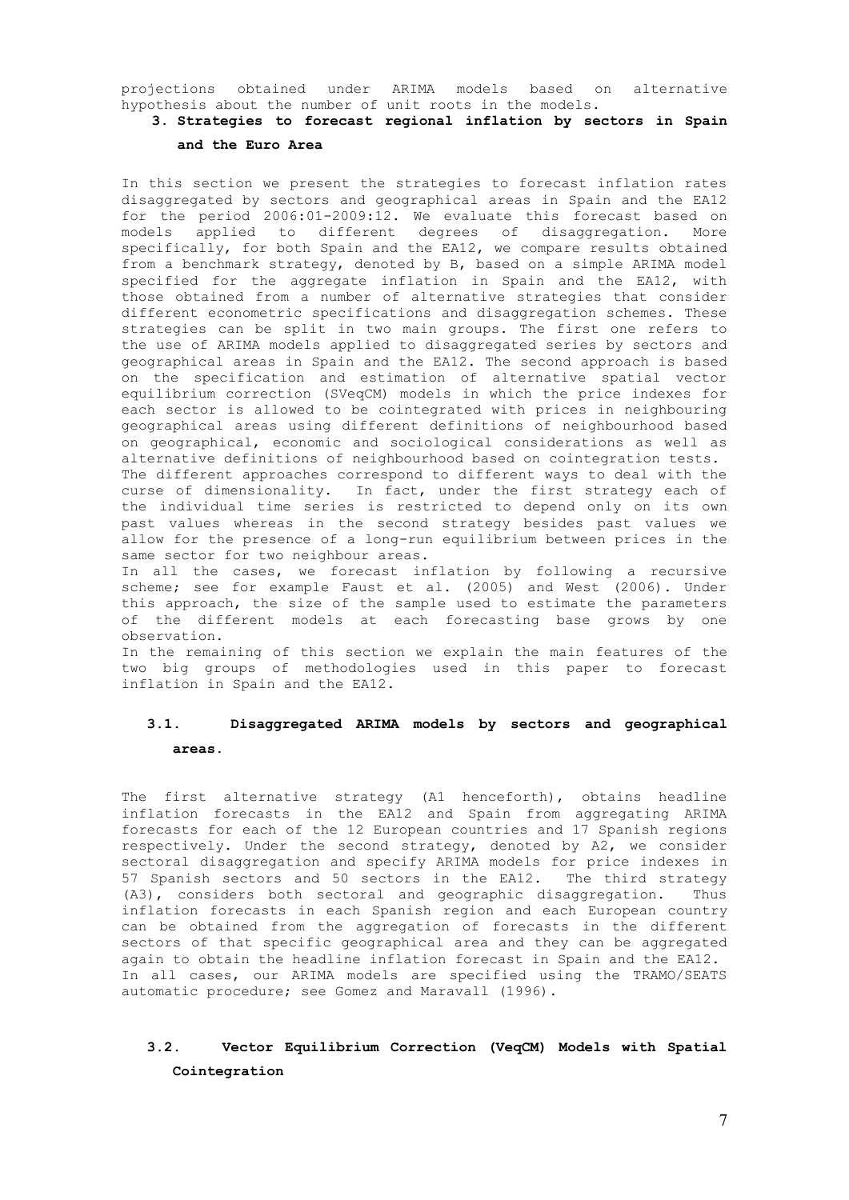projections obtained under ARIMA models based on alternative hypothesis about the number of unit roots in the models.

## 3. Strategies to forecast regional inflation by sectors in Spain and the Euro Area

In this section we present the strategies to forecast inflation rates disaggregated by sectors and geographical areas in Spain and the EA12 for the period 2006:01-2009:12. We evaluate this forecast based on models applied to different degrees of disaggregation. More specifically, for both Spain and the EA12, we compare results obtained from a benchmark strategy, denoted by B, based on a simple ARIMA model specified for the aggregate inflation in Spain and the EA12, with those obtained from a number of alternative strategies that consider different econometric specifications and disaggregation schemes. These strategies can be split in two main groups. The first one refers to the use of ARIMA models applied to disaggregated series by sectors and geographical areas in Spain and the EA12. The second approach is based on the specification and estimation of alternative spatial vector equilibrium correction (SVeqCM) models in which the price indexes for each sector is allowed to be cointegrated with prices in neighbouring geographical areas using different definitions of neighbourhood based on geographical, economic and sociological considerations as well as alternative definitions of neighbourhood based on cointegration tests.
The different approaches correspond to different ways to deal with the curse of dimensionality. In fact, under the first strategy each of the individual time series is restricted to depend only on its own past values whereas in the second strategy besides past values we allow for the presence of a long-run equilibrium between prices in the same sector for two neighbour areas.
In all the cases, we forecast inflation by following a recursive scheme; see for example Faust et al. (2005) and West (2006). Under this approach, the size of the sample used to estimate the parameters of the different models at each forecasting base grows by one observation.
In the remaining of this section we explain the main features of the two big groups of methodologies used in this paper to forecast inflation in Spain and the EA12.

### 3.1. Disaggregated ARIMA models by sectors and geographical areas.

The first alternative strategy (A1 henceforth), obtains headline inflation forecasts in the EA12 and Spain from aggregating ARIMA forecasts for each of the 12 European countries and 17 Spanish regions respectively. Under the second strategy, denoted by A2, we consider sectoral disaggregation and specify ARIMA models for price indexes in 57 Spanish sectors and 50 sectors in the EA12. The third strategy (A3), considers both sectoral and geographic disaggregation. Thus inflation forecasts in each Spanish region and each European country can be obtained from the aggregation of forecasts in the different sectors of that specific geographical area and they can be aggregated again to obtain the headline inflation forecast in Spain and the EA12. In all cases, our ARIMA models are specified using the TRAMO/SEATS automatic procedure; see Gomez and Maravall (1996).

### 3.2. Vector Equilibrium Correction (VeqCM) Models with Spatial Cointegration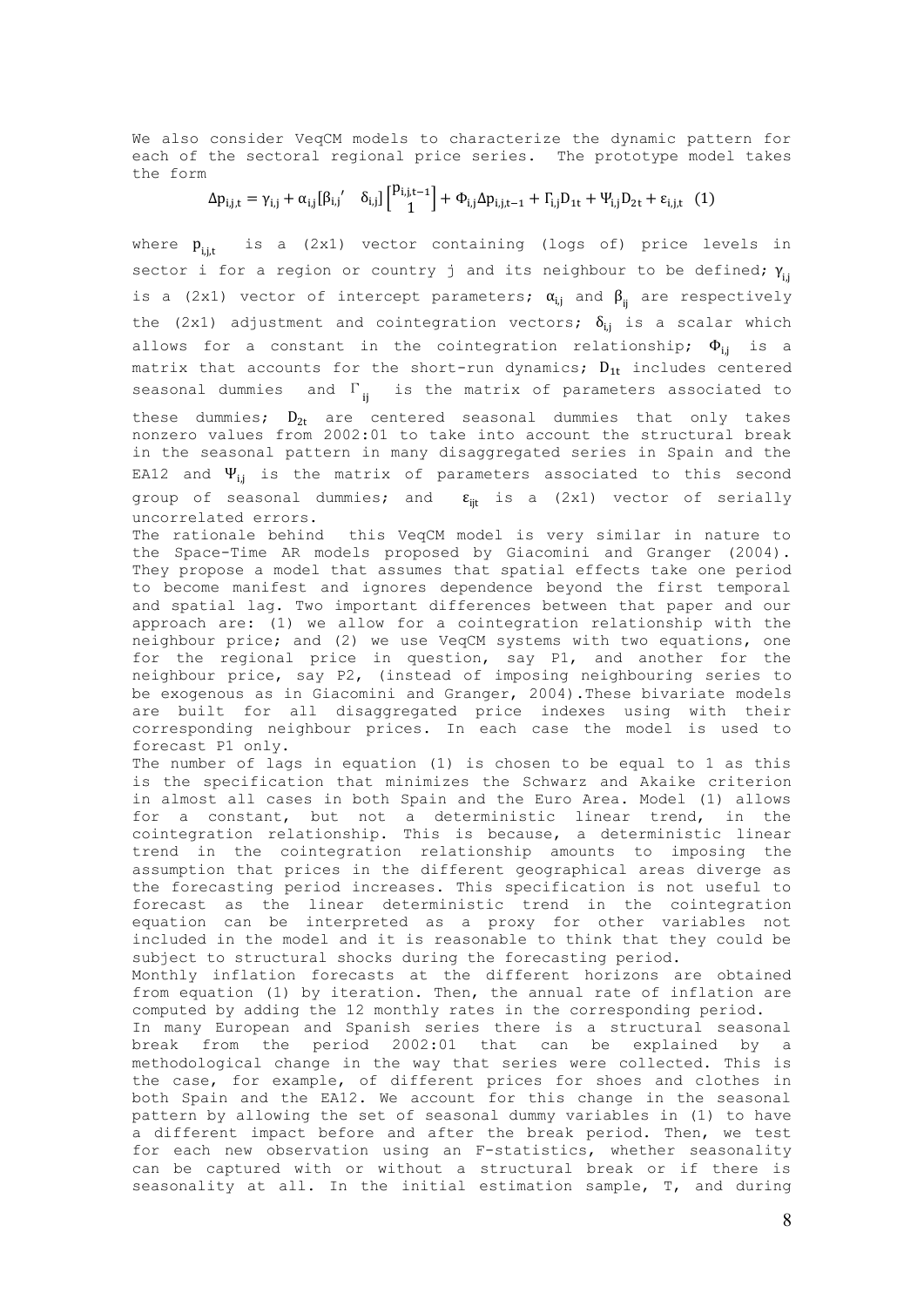We also consider VeqCM models to characterize the dynamic pattern for each of the sectoral regional price series. The prototype model takes the form

$$\Delta p_{i,j,t} = \gamma_{i,j} + \alpha_{i,j}\left[\beta_{i,j}' \quad \delta_{i,j}\right]\begin{bmatrix} p_{i,j,t-1} \\ 1 \end{bmatrix} + \Phi_{i,j}\Delta p_{i,j,t-1} + \Gamma_{i,j}D_{1t} + \Psi_{i,j}D_{2t} + \varepsilon_{i,j,t} \quad (1)$$

where $p_{i,j,t}$ is a (2x1) vector containing (logs of) price levels in sector i for a region or country j and its neighbour to be defined; $\gamma_{i,j}$ is a (2x1) vector of intercept parameters; $\alpha_{i,j}$ and $\beta_{ij}$ are respectively the (2x1) adjustment and cointegration vectors; $\delta_{i,j}$ is a scalar which allows for a constant in the cointegration relationship; $\Phi_{i,j}$ is a matrix that accounts for the short-run dynamics; $D_{1t}$ includes centered seasonal dummies and $\Gamma_{ij}$ is the matrix of parameters associated to these dummies; $D_{2t}$ are centered seasonal dummies that only takes nonzero values from 2002:01 to take into account the structural break in the seasonal pattern in many disaggregated series in Spain and the EA12 and $\Psi_{i,j}$ is the matrix of parameters associated to this second group of seasonal dummies; and $\varepsilon_{ijt}$ is a (2x1) vector of serially uncorrelated errors.

The rationale behind this VeqCM model is very similar in nature to the Space-Time AR models proposed by Giacomini and Granger (2004). They propose a model that assumes that spatial effects take one period to become manifest and ignores dependence beyond the first temporal and spatial lag. Two important differences between that paper and our approach are: (1) we allow for a cointegration relationship with the neighbour price; and (2) we use VeqCM systems with two equations, one for the regional price in question, say P1, and another for the neighbour price, say P2, (instead of imposing neighbouring series to be exogenous as in Giacomini and Granger, 2004).These bivariate models are built for all disaggregated price indexes using with their corresponding neighbour prices. In each case the model is used to forecast P1 only.

The number of lags in equation (1) is chosen to be equal to 1 as this is the specification that minimizes the Schwarz and Akaike criterion in almost all cases in both Spain and the Euro Area. Model (1) allows for a constant, but not a deterministic linear trend, in the cointegration relationship. This is because, a deterministic linear trend in the cointegration relationship amounts to imposing the assumption that prices in the different geographical areas diverge as the forecasting period increases. This specification is not useful to forecast as the linear deterministic trend in the cointegration equation can be interpreted as a proxy for other variables not included in the model and it is reasonable to think that they could be subject to structural shocks during the forecasting period.

Monthly inflation forecasts at the different horizons are obtained from equation (1) by iteration. Then, the annual rate of inflation are computed by adding the 12 monthly rates in the corresponding period.

In many European and Spanish series there is a structural seasonal break from the period 2002:01 that can be explained by a methodological change in the way that series were collected. This is the case, for example, of different prices for shoes and clothes in both Spain and the EA12. We account for this change in the seasonal pattern by allowing the set of seasonal dummy variables in (1) to have a different impact before and after the break period. Then, we test for each new observation using an F-statistics, whether seasonality can be captured with or without a structural break or if there is seasonality at all. In the initial estimation sample, T, and during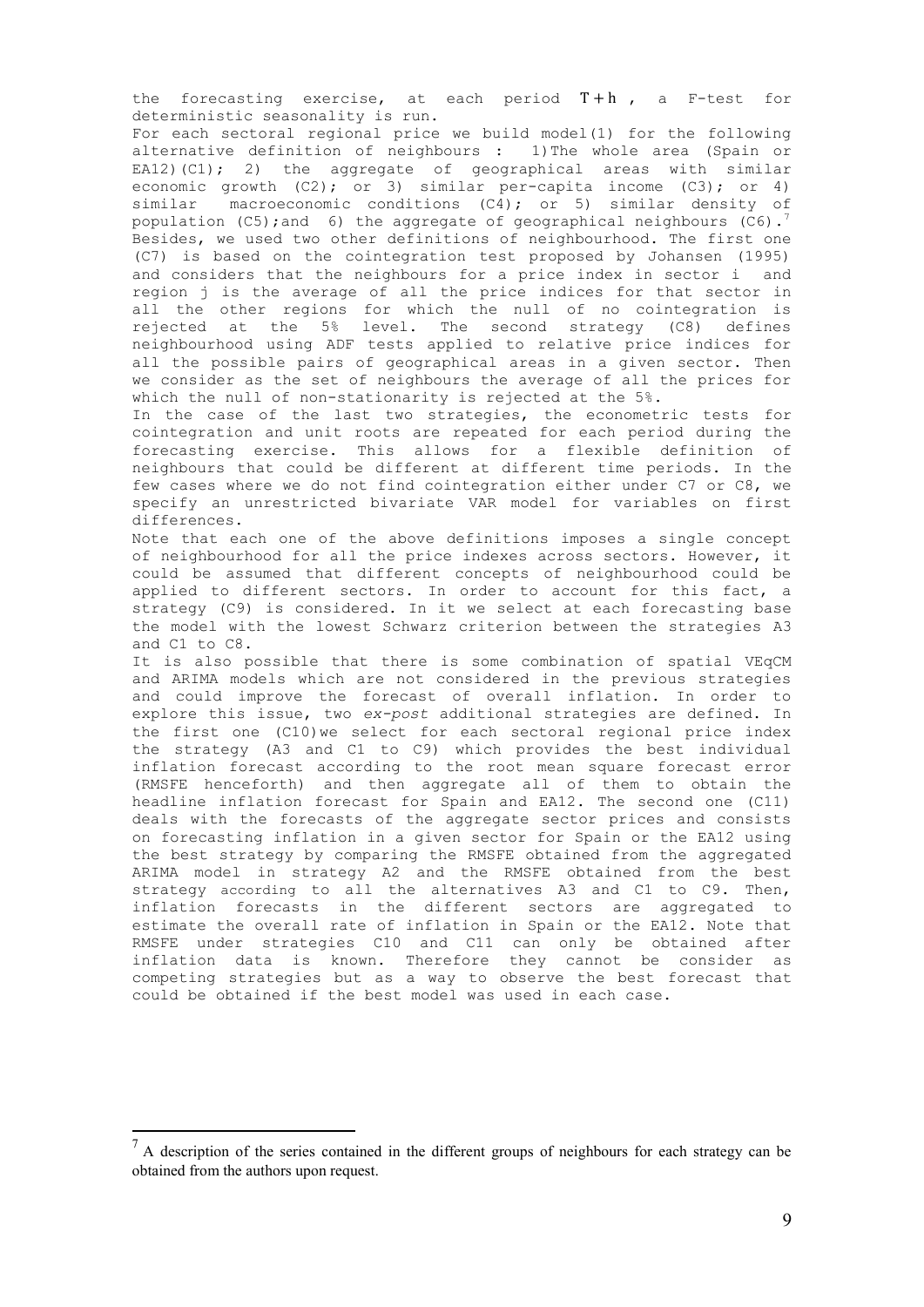the forecasting exercise, at each period $T+h$ , a F-test for deterministic seasonality is run.

For each sectoral regional price we build model(1) for the following alternative definition of neighbours : 1)The whole area (Spain or EA12)(C1); 2) the aggregate of geographical areas with similar economic growth (C2); or 3) similar per-capita income (C3); or 4) similar macroeconomic conditions (C4); or 5) similar density of population (C5);and 6) the aggregate of geographical neighbours (C6).[7] Besides, we used two other definitions of neighbourhood. The first one (C7) is based on the cointegration test proposed by Johansen (1995) and considers that the neighbours for a price index in sector i and region j is the average of all the price indices for that sector in all the other regions for which the null of no cointegration is rejected at the 5% level. The second strategy (C8) defines neighbourhood using ADF tests applied to relative price indices for all the possible pairs of geographical areas in a given sector. Then we consider as the set of neighbours the average of all the prices for which the null of non-stationarity is rejected at the 5%.

In the case of the last two strategies, the econometric tests for cointegration and unit roots are repeated for each period during the forecasting exercise. This allows for a flexible definition of neighbours that could be different at different time periods. In the few cases where we do not find cointegration either under C7 or C8, we specify an unrestricted bivariate VAR model for variables on first differences.

Note that each one of the above definitions imposes a single concept of neighbourhood for all the price indexes across sectors. However, it could be assumed that different concepts of neighbourhood could be applied to different sectors. In order to account for this fact, a strategy (C9) is considered. In it we select at each forecasting base the model with the lowest Schwarz criterion between the strategies A3 and C1 to C8.

It is also possible that there is some combination of spatial VEqCM and ARIMA models which are not considered in the previous strategies and could improve the forecast of overall inflation. In order to explore this issue, two *ex-post* additional strategies are defined. In the first one (C10)we select for each sectoral regional price index the strategy (A3 and C1 to C9) which provides the best individual inflation forecast according to the root mean square forecast error (RMSFE henceforth) and then aggregate all of them to obtain the headline inflation forecast for Spain and EA12. The second one (C11) deals with the forecasts of the aggregate sector prices and consists on forecasting inflation in a given sector for Spain or the EA12 using the best strategy by comparing the RMSFE obtained from the aggregated ARIMA model in strategy A2 and the RMSFE obtained from the best strategy according to all the alternatives A3 and C1 to C9. Then, inflation forecasts in the different sectors are aggregated to estimate the overall rate of inflation in Spain or the EA12. Note that RMSFE under strategies C10 and C11 can only be obtained after inflation data is known. Therefore they cannot be consider as competing strategies but as a way to observe the best forecast that could be obtained if the best model was used in each case.

[7] A description of the series contained in the different groups of neighbours for each strategy can be obtained from the authors upon request.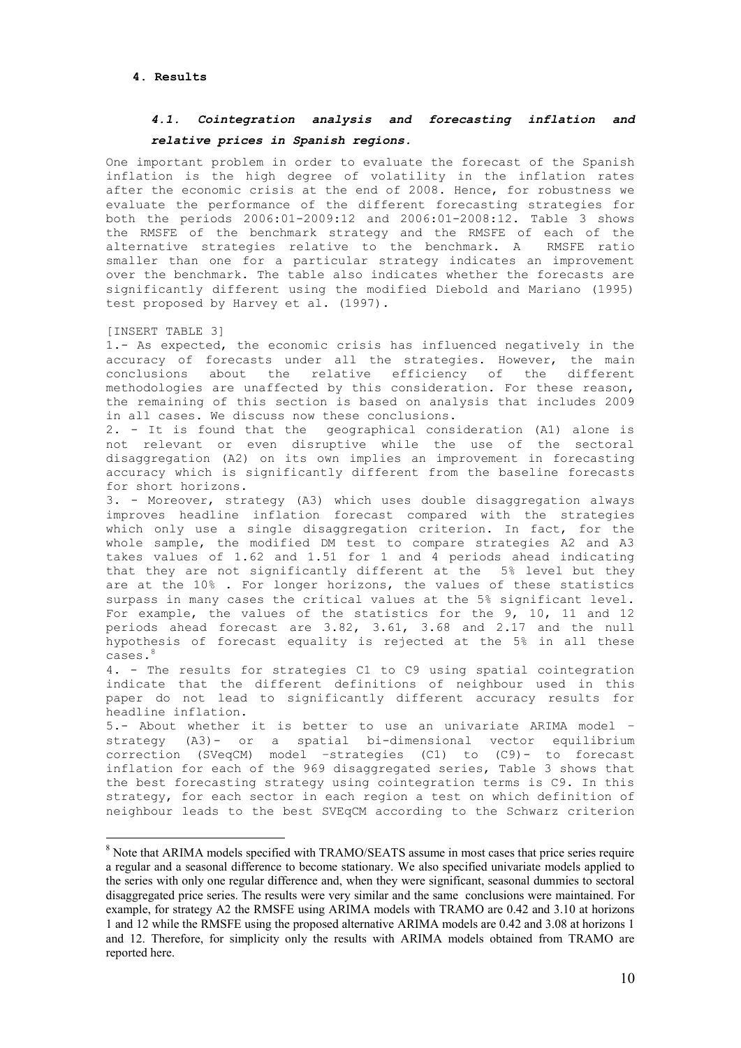## 4. Results

### *4.1. Cointegration analysis and forecasting inflation and relative prices in Spanish regions.*

One important problem in order to evaluate the forecast of the Spanish inflation is the high degree of volatility in the inflation rates after the economic crisis at the end of 2008. Hence, for robustness we evaluate the performance of the different forecasting strategies for both the periods 2006:01-2009:12 and 2006:01-2008:12. Table 3 shows the RMSFE of the benchmark strategy and the RMSFE of each of the alternative strategies relative to the benchmark. A RMSFE ratio smaller than one for a particular strategy indicates an improvement over the benchmark. The table also indicates whether the forecasts are significantly different using the modified Diebold and Mariano (1995) test proposed by Harvey et al. (1997).

[INSERT TABLE 3]

1.- As expected, the economic crisis has influenced negatively in the accuracy of forecasts under all the strategies. However, the main conclusions about the relative efficiency of the different methodologies are unaffected by this consideration. For these reason, the remaining of this section is based on analysis that includes 2009 in all cases. We discuss now these conclusions.

2. - It is found that the geographical consideration (A1) alone is not relevant or even disruptive while the use of the sectoral disaggregation (A2) on its own implies an improvement in forecasting accuracy which is significantly different from the baseline forecasts for short horizons.

3. - Moreover, strategy (A3) which uses double disaggregation always improves headline inflation forecast compared with the strategies which only use a single disaggregation criterion. In fact, for the whole sample, the modified DM test to compare strategies A2 and A3 takes values of 1.62 and 1.51 for 1 and 4 periods ahead indicating that they are not significantly different at the 5% level but they are at the 10% . For longer horizons, the values of these statistics surpass in many cases the critical values at the 5% significant level. For example, the values of the statistics for the 9, 10, 11 and 12 periods ahead forecast are 3.82, 3.61, 3.68 and 2.17 and the null hypothesis of forecast equality is rejected at the 5% in all these cases.[8]

4. - The results for strategies C1 to C9 using spatial cointegration indicate that the different definitions of neighbour used in this paper do not lead to significantly different accuracy results for headline inflation.

5.- About whether it is better to use an univariate ARIMA model – strategy (A3)- or a spatial bi-dimensional vector equilibrium correction (SVeqCM) model –strategies (C1) to (C9)- to forecast inflation for each of the 969 disaggregated series, Table 3 shows that the best forecasting strategy using cointegration terms is C9. In this strategy, for each sector in each region a test on which definition of neighbour leads to the best SVEqCM according to the Schwarz criterion

---

[8] Note that ARIMA models specified with TRAMO/SEATS assume in most cases that price series require a regular and a seasonal difference to become stationary. We also specified univariate models applied to the series with only one regular difference and, when they were significant, seasonal dummies to sectoral disaggregated price series. The results were very similar and the same conclusions were maintained. For example, for strategy A2 the RMSFE using ARIMA models with TRAMO are 0.42 and 3.10 at horizons 1 and 12 while the RMSFE using the proposed alternative ARIMA models are 0.42 and 3.08 at horizons 1 and 12. Therefore, for simplicity only the results with ARIMA models obtained from TRAMO are reported here.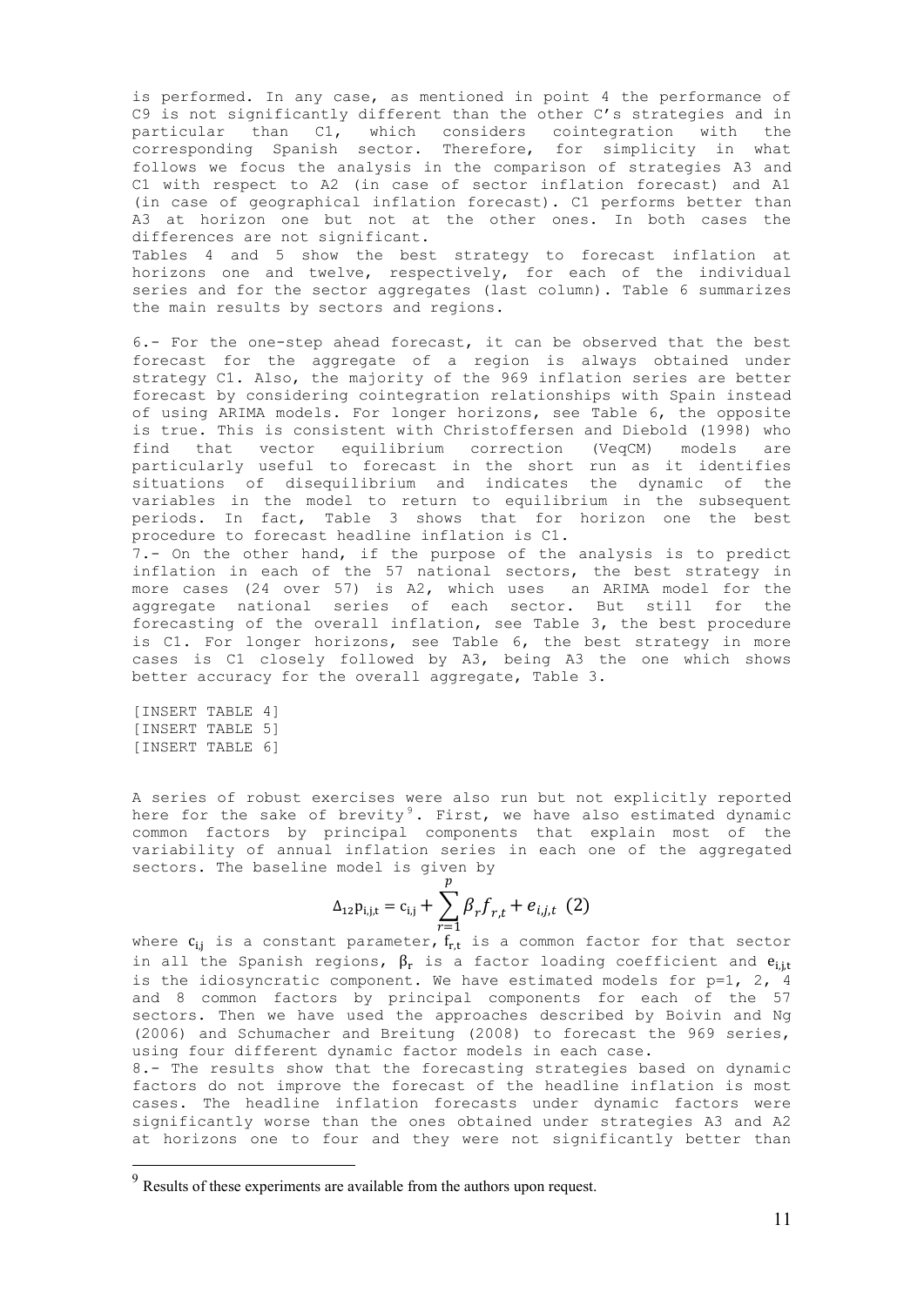is performed. In any case, as mentioned in point 4 the performance of C9 is not significantly different than the other C's strategies and in particular than C1, which considers cointegration with the corresponding Spanish sector. Therefore, for simplicity in what follows we focus the analysis in the comparison of strategies A3 and C1 with respect to A2 (in case of sector inflation forecast) and A1 (in case of geographical inflation forecast). C1 performs better than A3 at horizon one but not at the other ones. In both cases the differences are not significant.

Tables 4 and 5 show the best strategy to forecast inflation at horizons one and twelve, respectively, for each of the individual series and for the sector aggregates (last column). Table 6 summarizes the main results by sectors and regions.

6.- For the one-step ahead forecast, it can be observed that the best forecast for the aggregate of a region is always obtained under strategy C1. Also, the majority of the 969 inflation series are better forecast by considering cointegration relationships with Spain instead of using ARIMA models. For longer horizons, see Table 6, the opposite is true. This is consistent with Christoffersen and Diebold (1998) who find that vector equilibrium correction (VeqCM) models are particularly useful to forecast in the short run as it identifies situations of disequilibrium and indicates the dynamic of the variables in the model to return to equilibrium in the subsequent periods. In fact, Table 3 shows that for horizon one the best procedure to forecast headline inflation is C1.

7.- On the other hand, if the purpose of the analysis is to predict inflation in each of the 57 national sectors, the best strategy in more cases (24 over 57) is A2, which uses an ARIMA model for the aggregate national series of each sector. But still for the forecasting of the overall inflation, see Table 3, the best procedure is C1. For longer horizons, see Table 6, the best strategy in more cases is C1 closely followed by A3, being A3 the one which shows better accuracy for the overall aggregate, Table 3.

[INSERT TABLE 4]
[INSERT TABLE 5]
[INSERT TABLE 6]

A series of robust exercises were also run but not explicitly reported here for the sake of brevity[9]. First, we have also estimated dynamic common factors by principal components that explain most of the variability of annual inflation series in each one of the aggregated sectors. The baseline model is given by

$$\Delta_{12} p_{i,j,t} = c_{i,j} + \sum_{r=1}^{p} \beta_r f_{r,t} + e_{i,j,t} \quad (2)$$

where $c_{i,j}$ is a constant parameter, $f_{r,t}$ is a common factor for that sector in all the Spanish regions, $\beta_r$ is a factor loading coefficient and $e_{i,j,t}$ is the idiosyncratic component. We have estimated models for p=1, 2, 4 and 8 common factors by principal components for each of the 57 sectors. Then we have used the approaches described by Boivin and Ng (2006) and Schumacher and Breitung (2008) to forecast the 969 series, using four different dynamic factor models in each case.

8.- The results show that the forecasting strategies based on dynamic factors do not improve the forecast of the headline inflation is most cases. The headline inflation forecasts under dynamic factors were significantly worse than the ones obtained under strategies A3 and A2 at horizons one to four and they were not significantly better than

[9] Results of these experiments are available from the authors upon request.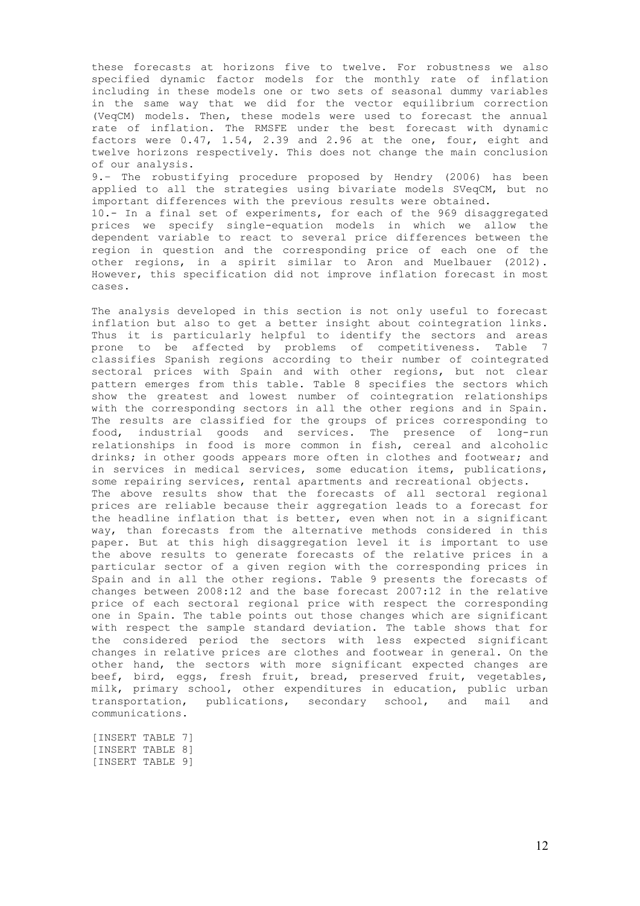these forecasts at horizons five to twelve. For robustness we also specified dynamic factor models for the monthly rate of inflation including in these models one or two sets of seasonal dummy variables in the same way that we did for the vector equilibrium correction (VeqCM) models. Then, these models were used to forecast the annual rate of inflation. The RMSFE under the best forecast with dynamic factors were 0.47, 1.54, 2.39 and 2.96 at the one, four, eight and twelve horizons respectively. This does not change the main conclusion of our analysis.

9.- The robustifying procedure proposed by Hendry (2006) has been applied to all the strategies using bivariate models SVeqCM, but no important differences with the previous results were obtained.

10.- In a final set of experiments, for each of the 969 disaggregated prices we specify single-equation models in which we allow the dependent variable to react to several price differences between the region in question and the corresponding price of each one of the other regions, in a spirit similar to Aron and Muelbauer (2012). However, this specification did not improve inflation forecast in most cases.

The analysis developed in this section is not only useful to forecast inflation but also to get a better insight about cointegration links. Thus it is particularly helpful to identify the sectors and areas prone to be affected by problems of competitiveness. Table 7 classifies Spanish regions according to their number of cointegrated sectoral prices with Spain and with other regions, but not clear pattern emerges from this table. Table 8 specifies the sectors which show the greatest and lowest number of cointegration relationships with the corresponding sectors in all the other regions and in Spain. The results are classified for the groups of prices corresponding to food, industrial goods and services. The presence of long-run relationships in food is more common in fish, cereal and alcoholic drinks; in other goods appears more often in clothes and footwear; and in services in medical services, some education items, publications, some repairing services, rental apartments and recreational objects.

The above results show that the forecasts of all sectoral regional prices are reliable because their aggregation leads to a forecast for the headline inflation that is better, even when not in a significant way, than forecasts from the alternative methods considered in this paper. But at this high disaggregation level it is important to use the above results to generate forecasts of the relative prices in a particular sector of a given region with the corresponding prices in Spain and in all the other regions. Table 9 presents the forecasts of changes between 2008:12 and the base forecast 2007:12 in the relative price of each sectoral regional price with respect the corresponding one in Spain. The table points out those changes which are significant with respect the sample standard deviation. The table shows that for the considered period the sectors with less expected significant changes in relative prices are clothes and footwear in general. On the other hand, the sectors with more significant expected changes are beef, bird, eggs, fresh fruit, bread, preserved fruit, vegetables, milk, primary school, other expenditures in education, public urban transportation, publications, secondary school, and mail and communications.

[INSERT TABLE 7]
[INSERT TABLE 8]
[INSERT TABLE 9]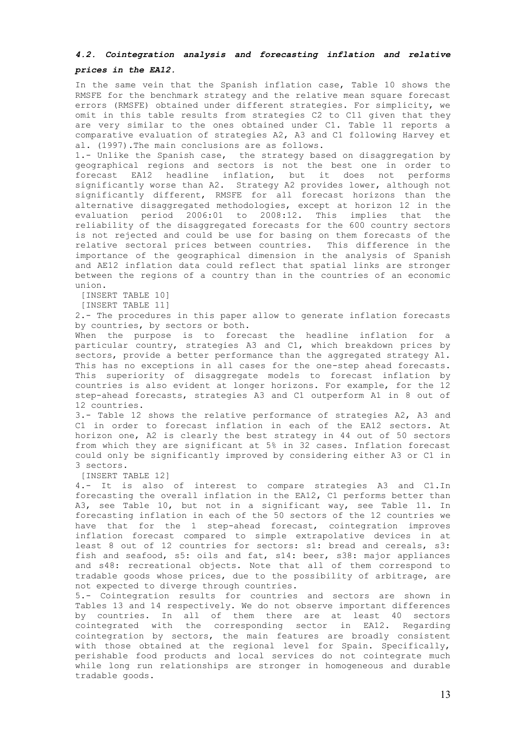#### *4.2. Cointegration analysis and forecasting inflation and relative prices in the EA12.*

In the same vein that the Spanish inflation case, Table 10 shows the RMSFE for the benchmark strategy and the relative mean square forecast errors (RMSFE) obtained under different strategies. For simplicity, we omit in this table results from strategies C2 to C11 given that they are very similar to the ones obtained under C1. Table 11 reports a comparative evaluation of strategies A2, A3 and C1 following Harvey et al. (1997).The main conclusions are as follows.

1.- Unlike the Spanish case, the strategy based on disaggregation by geographical regions and sectors is not the best one in order to forecast EA12 headline inflation, but it does not performs significantly worse than A2. Strategy A2 provides lower, although not significantly different, RMSFE for all forecast horizons than the alternative disaggregated methodologies, except at horizon 12 in the evaluation period 2006:01 to 2008:12. This implies that the reliability of the disaggregated forecasts for the 600 country sectors is not rejected and could be use for basing on them forecasts of the relative sectoral prices between countries. This difference in the importance of the geographical dimension in the analysis of Spanish and AE12 inflation data could reflect that spatial links are stronger between the regions of a country than in the countries of an economic union.

[INSERT TABLE 10]

[INSERT TABLE 11]

2.- The procedures in this paper allow to generate inflation forecasts by countries, by sectors or both.

When the purpose is to forecast the headline inflation for a particular country, strategies A3 and C1, which breakdown prices by sectors, provide a better performance than the aggregated strategy A1. This has no exceptions in all cases for the one-step ahead forecasts. This superiority of disaggregate models to forecast inflation by countries is also evident at longer horizons. For example, for the 12 step-ahead forecasts, strategies A3 and C1 outperform A1 in 8 out of 12 countries.

3.- Table 12 shows the relative performance of strategies A2, A3 and C1 in order to forecast inflation in each of the EA12 sectors. At horizon one, A2 is clearly the best strategy in 44 out of 50 sectors from which they are significant at 5% in 32 cases. Inflation forecast could only be significantly improved by considering either A3 or C1 in 3 sectors.

[INSERT TABLE 12]

4.- It is also of interest to compare strategies A3 and C1.In forecasting the overall inflation in the EA12, C1 performs better than A3, see Table 10, but not in a significant way, see Table 11. In forecasting inflation in each of the 50 sectors of the 12 countries we have that for the 1 step-ahead forecast, cointegration improves inflation forecast compared to simple extrapolative devices in at least 8 out of 12 countries for sectors: s1: bread and cereals, s3: fish and seafood, s5: oils and fat, s14: beer, s38: major appliances and s48: recreational objects. Note that all of them correspond to tradable goods whose prices, due to the possibility of arbitrage, are not expected to diverge through countries.

5.- Cointegration results for countries and sectors are shown in Tables 13 and 14 respectively. We do not observe important differences by countries. In all of them there are at least 40 sectors cointegrated with the corresponding sector in EA12. Regarding cointegration by sectors, the main features are broadly consistent with those obtained at the regional level for Spain. Specifically, perishable food products and local services do not cointegrate much while long run relationships are stronger in homogeneous and durable tradable goods.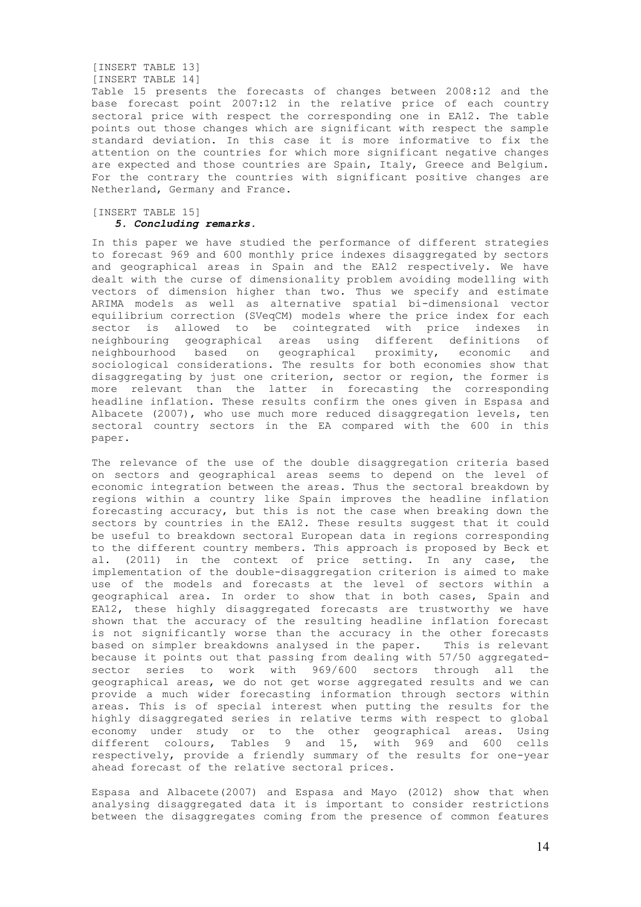[INSERT TABLE 13]

[INSERT TABLE 14]

Table 15 presents the forecasts of changes between 2008:12 and the base forecast point 2007:12 in the relative price of each country sectoral price with respect the corresponding one in EA12. The table points out those changes which are significant with respect the sample standard deviation. In this case it is more informative to fix the attention on the countries for which more significant negative changes are expected and those countries are Spain, Italy, Greece and Belgium. For the contrary the countries with significant positive changes are Netherland, Germany and France.

[INSERT TABLE 15]

## *5. Concluding remarks.*

In this paper we have studied the performance of different strategies to forecast 969 and 600 monthly price indexes disaggregated by sectors and geographical areas in Spain and the EA12 respectively. We have dealt with the curse of dimensionality problem avoiding modelling with vectors of dimension higher than two. Thus we specify and estimate ARIMA models as well as alternative spatial bi-dimensional vector equilibrium correction (SVeqCM) models where the price index for each sector is allowed to be cointegrated with price indexes in neighbouring geographical areas using different definitions of neighbourhood based on geographical proximity, economic and sociological considerations. The results for both economies show that disaggregating by just one criterion, sector or region, the former is more relevant than the latter in forecasting the corresponding headline inflation. These results confirm the ones given in Espasa and Albacete (2007), who use much more reduced disaggregation levels, ten sectoral country sectors in the EA compared with the 600 in this paper.

The relevance of the use of the double disaggregation criteria based on sectors and geographical areas seems to depend on the level of economic integration between the areas. Thus the sectoral breakdown by regions within a country like Spain improves the headline inflation forecasting accuracy, but this is not the case when breaking down the sectors by countries in the EA12. These results suggest that it could be useful to breakdown sectoral European data in regions corresponding to the different country members. This approach is proposed by Beck et al. (2011) in the context of price setting. In any case, the implementation of the double-disaggregation criterion is aimed to make use of the models and forecasts at the level of sectors within a geographical area. In order to show that in both cases, Spain and EA12, these highly disaggregated forecasts are trustworthy we have shown that the accuracy of the resulting headline inflation forecast is not significantly worse than the accuracy in the other forecasts based on simpler breakdowns analysed in the paper. This is relevant because it points out that passing from dealing with 57/50 aggregated-sector series to work with 969/600 sectors through all the geographical areas, we do not get worse aggregated results and we can provide a much wider forecasting information through sectors within areas. This is of special interest when putting the results for the highly disaggregated series in relative terms with respect to global economy under study or to the other geographical areas. Using different colours, Tables 9 and 15, with 969 and 600 cells respectively, provide a friendly summary of the results for one-year ahead forecast of the relative sectoral prices.

Espasa and Albacete(2007) and Espasa and Mayo (2012) show that when analysing disaggregated data it is important to consider restrictions between the disaggregates coming from the presence of common features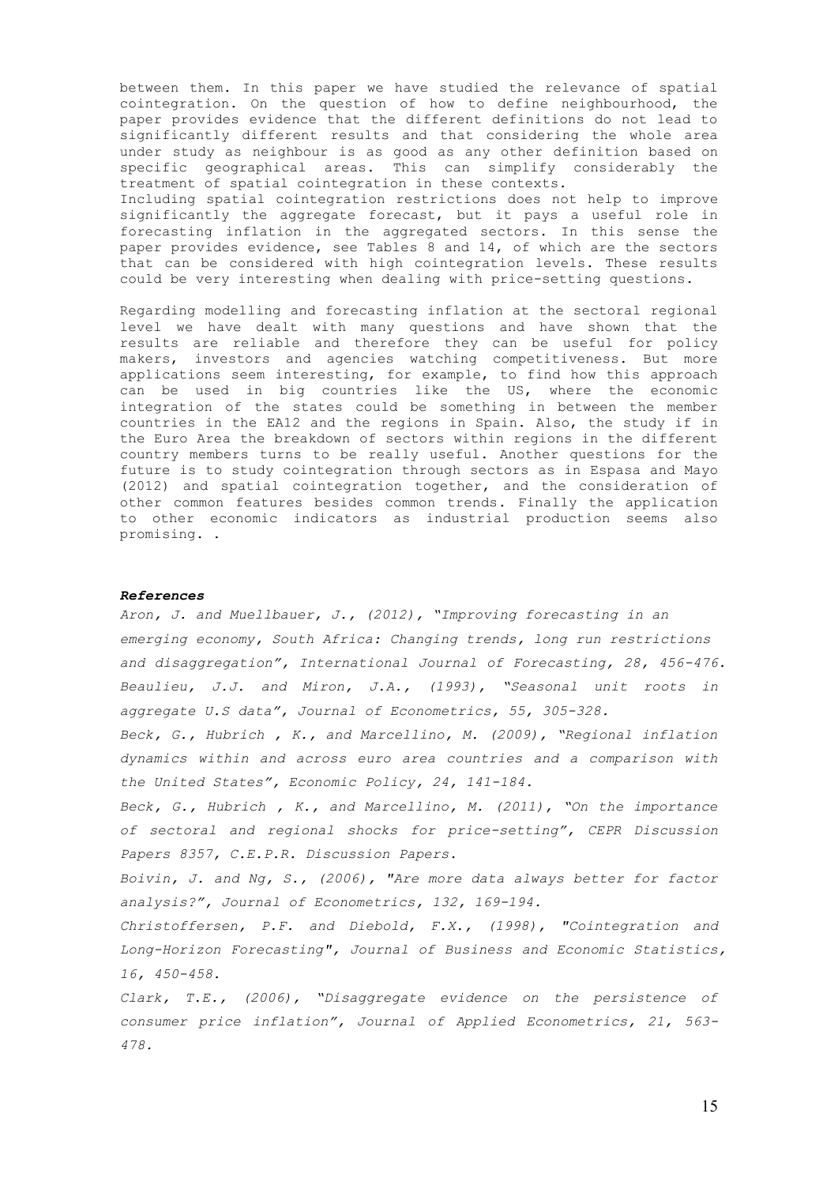between them. In this paper we have studied the relevance of spatial cointegration. On the question of how to define neighbourhood, the paper provides evidence that the different definitions do not lead to significantly different results and that considering the whole area under study as neighbour is as good as any other definition based on specific geographical areas. This can simplify considerably the treatment of spatial cointegration in these contexts.
Including spatial cointegration restrictions does not help to improve significantly the aggregate forecast, but it pays a useful role in forecasting inflation in the aggregated sectors. In this sense the paper provides evidence, see Tables 8 and 14, of which are the sectors that can be considered with high cointegration levels. These results could be very interesting when dealing with price-setting questions.

Regarding modelling and forecasting inflation at the sectoral regional level we have dealt with many questions and have shown that the results are reliable and therefore they can be useful for policy makers, investors and agencies watching competitiveness. But more applications seem interesting, for example, to find how this approach can be used in big countries like the US, where the economic integration of the states could be something in between the member countries in the EA12 and the regions in Spain. Also, the study if in the Euro Area the breakdown of sectors within regions in the different country members turns to be really useful. Another questions for the future is to study cointegration through sectors as in Espasa and Mayo (2012) and spatial cointegration together, and the consideration of other common features besides common trends. Finally the application to other economic indicators as industrial production seems also promising. .

### *References*

*Aron, J. and Muellbauer, J., (2012), "Improving forecasting in an emerging economy, South Africa: Changing trends, long run restrictions and disaggregation", International Journal of Forecasting, 28, 456-476.*

*Beaulieu, J.J. and Miron, J.A., (1993), "Seasonal unit roots in aggregate U.S data", Journal of Econometrics, 55, 305-328.*

*Beck, G., Hubrich , K., and Marcellino, M. (2009), "Regional inflation dynamics within and across euro area countries and a comparison with the United States", Economic Policy, 24, 141-184.*

*Beck, G., Hubrich , K., and Marcellino, M. (2011), "On the importance of sectoral and regional shocks for price-setting", CEPR Discussion Papers 8357, C.E.P.R. Discussion Papers.*

*Boivin, J. and Ng, S., (2006), "Are more data always better for factor analysis?", Journal of Econometrics, 132, 169-194.*

*Christoffersen, P.F. and Diebold, F.X., (1998), "Cointegration and Long-Horizon Forecasting", Journal of Business and Economic Statistics, 16, 450-458.*

*Clark, T.E., (2006), "Disaggregate evidence on the persistence of consumer price inflation", Journal of Applied Econometrics, 21, 563-478.*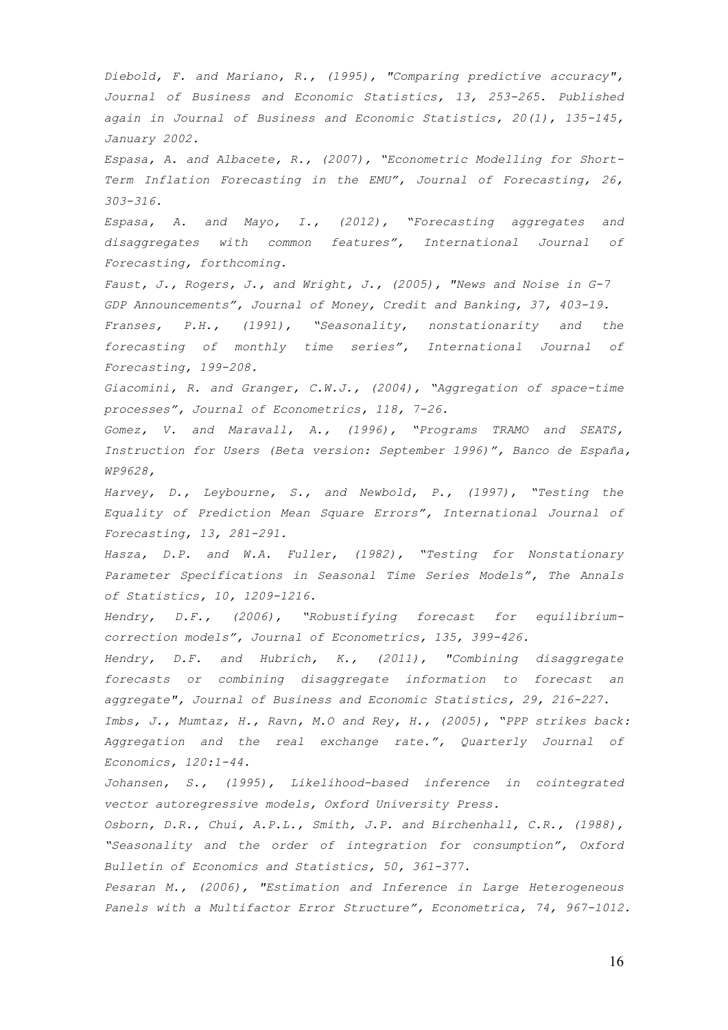*Diebold, F. and Mariano, R., (1995), "Comparing predictive accuracy", Journal of Business and Economic Statistics, 13, 253-265. Published again in Journal of Business and Economic Statistics, 20(1), 135-145, January 2002.*

*Espasa, A. and Albacete, R., (2007), "Econometric Modelling for Short-Term Inflation Forecasting in the EMU", Journal of Forecasting, 26, 303-316.*

*Espasa, A. and Mayo, I., (2012), "Forecasting aggregates and disaggregates with common features", International Journal of Forecasting, forthcoming.*

*Faust, J., Rogers, J., and Wright, J., (2005), "News and Noise in G-7 GDP Announcements", Journal of Money, Credit and Banking, 37, 403-19.*

*Franses, P.H., (1991), "Seasonality, nonstationarity and the forecasting of monthly time series", International Journal of Forecasting, 199-208.*

*Giacomini, R. and Granger, C.W.J., (2004), "Aggregation of space-time processes", Journal of Econometrics, 118, 7-26.*

*Gomez, V. and Maravall, A., (1996), "Programs TRAMO and SEATS, Instruction for Users (Beta version: September 1996)", Banco de España, WP9628,*

*Harvey, D., Leybourne, S., and Newbold, P., (1997), "Testing the Equality of Prediction Mean Square Errors", International Journal of Forecasting, 13, 281-291.*

*Hasza, D.P. and W.A. Fuller, (1982), "Testing for Nonstationary Parameter Specifications in Seasonal Time Series Models", The Annals of Statistics, 10, 1209-1216.*

*Hendry, D.F., (2006), "Robustifying forecast for equilibrium-correction models", Journal of Econometrics, 135, 399-426.*

*Hendry, D.F. and Hubrich, K., (2011), "Combining disaggregate forecasts or combining disaggregate information to forecast an aggregate", Journal of Business and Economic Statistics, 29, 216-227.*

*Imbs, J., Mumtaz, H., Ravn, M.O and Rey, H., (2005), "PPP strikes back: Aggregation and the real exchange rate.", Quarterly Journal of Economics, 120:1-44.*

*Johansen, S., (1995), Likelihood-based inference in cointegrated vector autoregressive models, Oxford University Press.*

*Osborn, D.R., Chui, A.P.L., Smith, J.P. and Birchenhall, C.R., (1988), "Seasonality and the order of integration for consumption", Oxford Bulletin of Economics and Statistics, 50, 361-377.*

*Pesaran M., (2006), "Estimation and Inference in Large Heterogeneous Panels with a Multifactor Error Structure", Econometrica, 74, 967-1012.*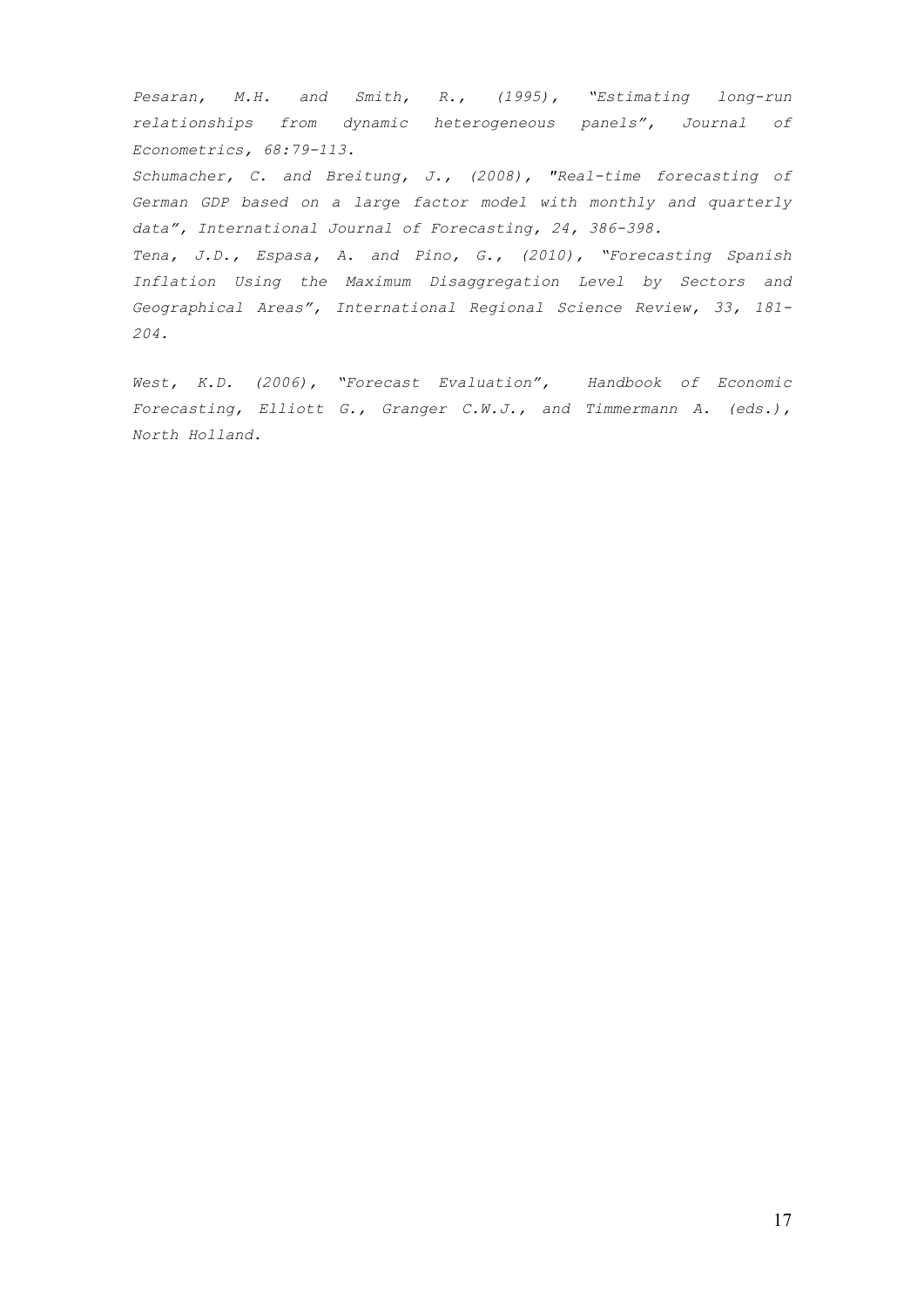*Pesaran, M.H. and Smith, R., (1995), "Estimating long-run relationships from dynamic heterogeneous panels", Journal of Econometrics, 68:79-113.*

*Schumacher, C. and Breitung, J., (2008), "Real-time forecasting of German GDP based on a large factor model with monthly and quarterly data", International Journal of Forecasting, 24, 386-398.*

*Tena, J.D., Espasa, A. and Pino, G., (2010), "Forecasting Spanish Inflation Using the Maximum Disaggregation Level by Sectors and Geographical Areas", International Regional Science Review, 33, 181-204.*

*West, K.D. (2006), "Forecast Evaluation", Handbook of Economic Forecasting, Elliott G., Granger C.W.J., and Timmermann A. (eds.), North Holland.*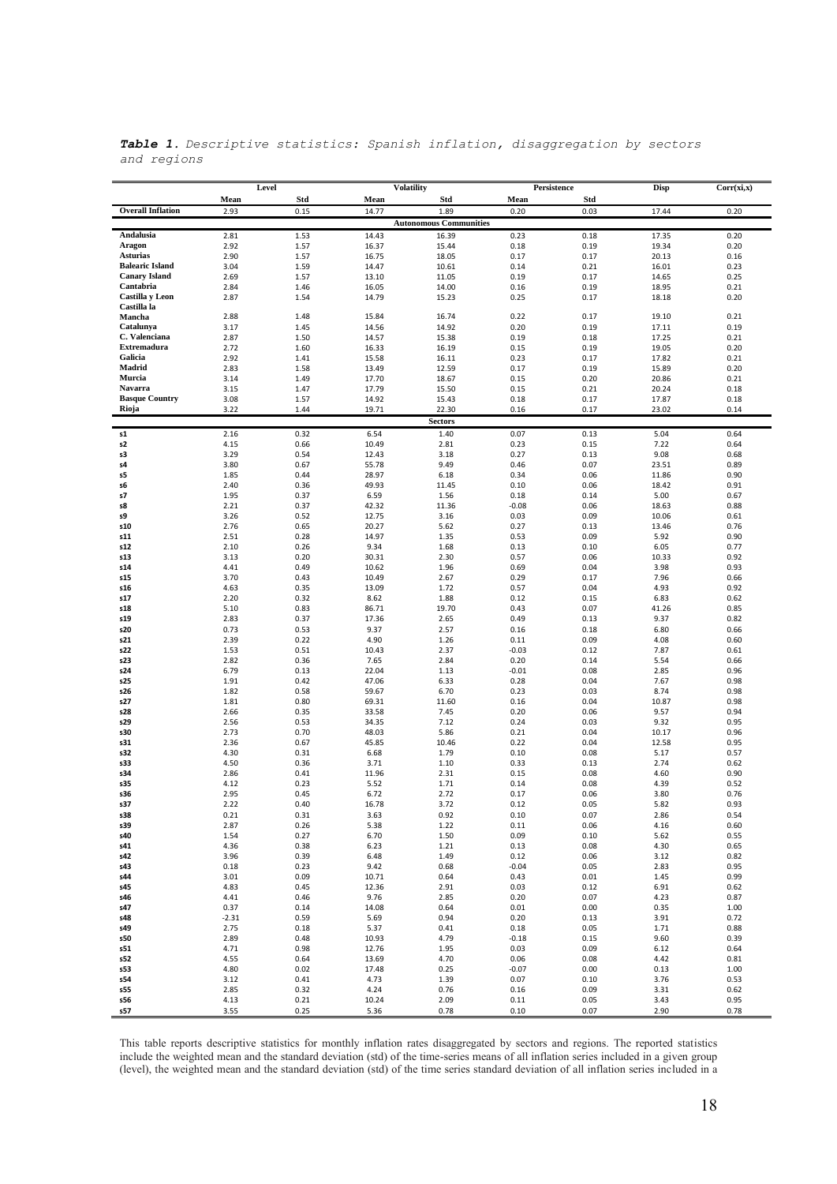***Table 1****. Descriptive statistics: Spanish inflation, disaggregation by sectors and regions*

| | Level | | Volatility | | Persistence | | Disp | Corr(xi,x) |
|---|---|---|---|---|---|---|---|---|
| | Mean | Std | Mean | Std | Mean | Std | | |
| **Overall Inflation** | 2.93 | 0.15 | 14.77 | 1.89 | 0.20 | 0.03 | 17.44 | 0.20 |
| | | | | **Autonomous Communities** | | | | |
| **Andalusia** | 2.81 | 1.53 | 14.43 | 16.39 | 0.23 | 0.18 | 17.35 | 0.20 |
| **Aragon** | 2.92 | 1.57 | 16.37 | 15.44 | 0.18 | 0.19 | 19.34 | 0.20 |
| **Asturias** | 2.90 | 1.57 | 16.75 | 18.05 | 0.17 | 0.17 | 20.13 | 0.16 |
| **Balearic Island** | 3.04 | 1.59 | 14.47 | 10.61 | 0.14 | 0.21 | 16.01 | 0.23 |
| **Canary Island** | 2.69 | 1.57 | 13.10 | 11.05 | 0.19 | 0.17 | 14.65 | 0.25 |
| **Cantabria** | 2.84 | 1.46 | 16.05 | 14.00 | 0.16 | 0.19 | 18.95 | 0.21 |
| **Castilla y Leon** | 2.87 | 1.54 | 14.79 | 15.23 | 0.25 | 0.17 | 18.18 | 0.20 |
| **Castilla la Mancha** | 2.88 | 1.48 | 15.84 | 16.74 | 0.22 | 0.17 | 19.10 | 0.21 |
| **Catalunya** | 3.17 | 1.45 | 14.56 | 14.92 | 0.20 | 0.19 | 17.11 | 0.19 |
| **C. Valenciana** | 2.87 | 1.50 | 14.57 | 15.38 | 0.19 | 0.18 | 17.25 | 0.21 |
| **Extremadura** | 2.72 | 1.60 | 16.33 | 16.19 | 0.15 | 0.19 | 19.05 | 0.20 |
| **Galicia** | 2.92 | 1.41 | 15.58 | 16.11 | 0.23 | 0.17 | 17.82 | 0.21 |
| **Madrid** | 2.83 | 1.58 | 13.49 | 12.59 | 0.17 | 0.19 | 15.89 | 0.20 |
| **Murcia** | 3.14 | 1.49 | 17.70 | 18.67 | 0.15 | 0.20 | 20.86 | 0.21 |
| **Navarra** | 3.15 | 1.47 | 17.79 | 15.50 | 0.15 | 0.21 | 20.24 | 0.18 |
| **Basque Country** | 3.08 | 1.57 | 14.92 | 15.43 | 0.18 | 0.17 | 17.87 | 0.18 |
| **Rioja** | 3.22 | 1.44 | 19.71 | 22.30 | 0.16 | 0.17 | 23.02 | 0.14 |
| | | | | **Sectors** | | | | |
| s1 | 2.16 | 0.32 | 6.54 | 1.40 | 0.07 | 0.13 | 5.04 | 0.64 |
| s2 | 4.15 | 0.66 | 10.49 | 2.81 | 0.23 | 0.15 | 7.22 | 0.64 |
| s3 | 3.29 | 0.54 | 12.43 | 3.18 | 0.27 | 0.13 | 9.08 | 0.68 |
| s4 | 3.80 | 0.67 | 55.78 | 9.49 | 0.46 | 0.07 | 23.51 | 0.89 |
| s5 | 1.85 | 0.44 | 28.97 | 6.18 | 0.34 | 0.06 | 11.86 | 0.90 |
| s6 | 2.40 | 0.36 | 49.93 | 11.45 | 0.10 | 0.06 | 18.42 | 0.91 |
| s7 | 1.95 | 0.37 | 6.59 | 1.56 | 0.18 | 0.14 | 5.00 | 0.67 |
| s8 | 2.21 | 0.37 | 42.32 | 11.36 | -0.08 | 0.06 | 18.63 | 0.88 |
| s9 | 3.26 | 0.52 | 12.75 | 3.16 | 0.03 | 0.09 | 10.06 | 0.61 |
| s10 | 2.76 | 0.65 | 20.27 | 5.62 | 0.27 | 0.13 | 13.46 | 0.76 |
| s11 | 2.51 | 0.28 | 14.97 | 1.35 | 0.53 | 0.09 | 5.92 | 0.90 |
| s12 | 2.10 | 0.26 | 9.34 | 1.68 | 0.13 | 0.10 | 6.05 | 0.77 |
| s13 | 3.13 | 0.20 | 30.31 | 2.30 | 0.57 | 0.06 | 10.33 | 0.92 |
| s14 | 4.41 | 0.49 | 10.62 | 1.96 | 0.69 | 0.04 | 3.98 | 0.93 |
| s15 | 3.70 | 0.43 | 10.49 | 2.67 | 0.29 | 0.17 | 7.96 | 0.66 |
| s16 | 4.63 | 0.35 | 13.09 | 1.72 | 0.57 | 0.04 | 4.93 | 0.92 |
| s17 | 2.20 | 0.32 | 8.62 | 1.88 | 0.12 | 0.15 | 6.83 | 0.62 |
| s18 | 5.10 | 0.83 | 86.71 | 19.70 | 0.43 | 0.07 | 41.26 | 0.85 |
| s19 | 2.83 | 0.37 | 17.36 | 2.65 | 0.49 | 0.13 | 9.37 | 0.82 |
| s20 | 0.73 | 0.53 | 9.37 | 2.57 | 0.16 | 0.18 | 6.80 | 0.66 |
| s21 | 2.39 | 0.22 | 4.90 | 1.26 | 0.11 | 0.09 | 4.08 | 0.60 |
| s22 | 1.53 | 0.51 | 10.43 | 2.37 | -0.03 | 0.12 | 7.87 | 0.61 |
| s23 | 2.82 | 0.36 | 7.65 | 2.84 | 0.20 | 0.14 | 5.54 | 0.66 |
| s24 | 6.79 | 0.13 | 22.04 | 1.13 | -0.01 | 0.08 | 2.85 | 0.96 |
| s25 | 1.91 | 0.42 | 47.06 | 6.33 | 0.28 | 0.04 | 7.67 | 0.98 |
| s26 | 1.82 | 0.58 | 59.67 | 6.70 | 0.23 | 0.03 | 8.74 | 0.98 |
| s27 | 1.81 | 0.80 | 69.31 | 11.60 | 0.16 | 0.04 | 10.87 | 0.98 |
| s28 | 2.66 | 0.35 | 33.58 | 7.45 | 0.20 | 0.06 | 9.57 | 0.94 |
| s29 | 2.56 | 0.53 | 34.35 | 7.12 | 0.24 | 0.03 | 9.32 | 0.95 |
| s30 | 2.73 | 0.70 | 48.03 | 5.86 | 0.21 | 0.04 | 10.17 | 0.96 |
| s31 | 2.36 | 0.67 | 45.85 | 10.46 | 0.22 | 0.04 | 12.58 | 0.95 |
| s32 | 4.30 | 0.31 | 6.68 | 1.79 | 0.10 | 0.08 | 5.17 | 0.57 |
| s33 | 4.50 | 0.36 | 3.71 | 1.10 | 0.33 | 0.13 | 2.74 | 0.62 |
| s34 | 2.86 | 0.41 | 11.96 | 2.31 | 0.15 | 0.08 | 4.60 | 0.90 |
| s35 | 4.12 | 0.23 | 5.52 | 1.71 | 0.14 | 0.08 | 4.39 | 0.52 |
| s36 | 2.95 | 0.45 | 6.72 | 2.72 | 0.17 | 0.06 | 3.80 | 0.76 |
| s37 | 2.22 | 0.40 | 16.78 | 3.72 | 0.12 | 0.05 | 5.82 | 0.93 |
| s38 | 0.21 | 0.31 | 3.63 | 0.92 | 0.10 | 0.07 | 2.86 | 0.54 |
| s39 | 2.87 | 0.26 | 5.38 | 1.22 | 0.11 | 0.06 | 4.16 | 0.60 |
| s40 | 1.54 | 0.27 | 6.70 | 1.50 | 0.09 | 0.10 | 5.62 | 0.55 |
| s41 | 4.36 | 0.38 | 6.23 | 1.21 | 0.13 | 0.08 | 4.30 | 0.65 |
| s42 | 3.96 | 0.39 | 6.48 | 1.49 | 0.12 | 0.06 | 3.12 | 0.82 |
| s43 | 0.18 | 0.23 | 9.42 | 0.68 | -0.04 | 0.05 | 2.83 | 0.95 |
| s44 | 3.01 | 0.09 | 10.71 | 0.64 | 0.43 | 0.01 | 1.45 | 0.99 |
| s45 | 4.83 | 0.45 | 12.36 | 2.91 | 0.03 | 0.12 | 6.91 | 0.62 |
| s46 | 4.41 | 0.46 | 9.76 | 2.85 | 0.20 | 0.07 | 4.23 | 0.87 |
| s47 | 0.37 | 0.14 | 14.08 | 0.64 | 0.01 | 0.00 | 0.35 | 1.00 |
| s48 | -2.31 | 0.59 | 5.69 | 0.94 | 0.20 | 0.13 | 3.91 | 0.72 |
| s49 | 2.75 | 0.18 | 5.37 | 0.41 | 0.18 | 0.05 | 1.71 | 0.88 |
| s50 | 2.89 | 0.48 | 10.93 | 4.79 | -0.18 | 0.15 | 9.60 | 0.39 |
| s51 | 4.71 | 0.98 | 12.76 | 1.95 | 0.03 | 0.09 | 6.12 | 0.64 |
| s52 | 4.55 | 0.64 | 13.69 | 4.70 | 0.06 | 0.08 | 4.42 | 0.81 |
| s53 | 4.80 | 0.02 | 17.48 | 0.25 | -0.07 | 0.00 | 0.13 | 1.00 |
| s54 | 3.12 | 0.41 | 4.73 | 1.39 | 0.07 | 0.10 | 3.76 | 0.53 |
| s55 | 2.85 | 0.32 | 4.24 | 0.76 | 0.16 | 0.09 | 3.31 | 0.62 |
| s56 | 4.13 | 0.21 | 10.24 | 2.09 | 0.11 | 0.05 | 3.43 | 0.95 |
| s57 | 3.55 | 0.25 | 5.36 | 0.78 | 0.10 | 0.07 | 2.90 | 0.78 |

This table reports descriptive statistics for monthly inflation rates disaggregated by sectors and regions. The reported statistics include the weighted mean and the standard deviation (std) of the time-series means of all inflation series included in a given group (level), the weighted mean and the standard deviation (std) of the time series standard deviation of all inflation series included in a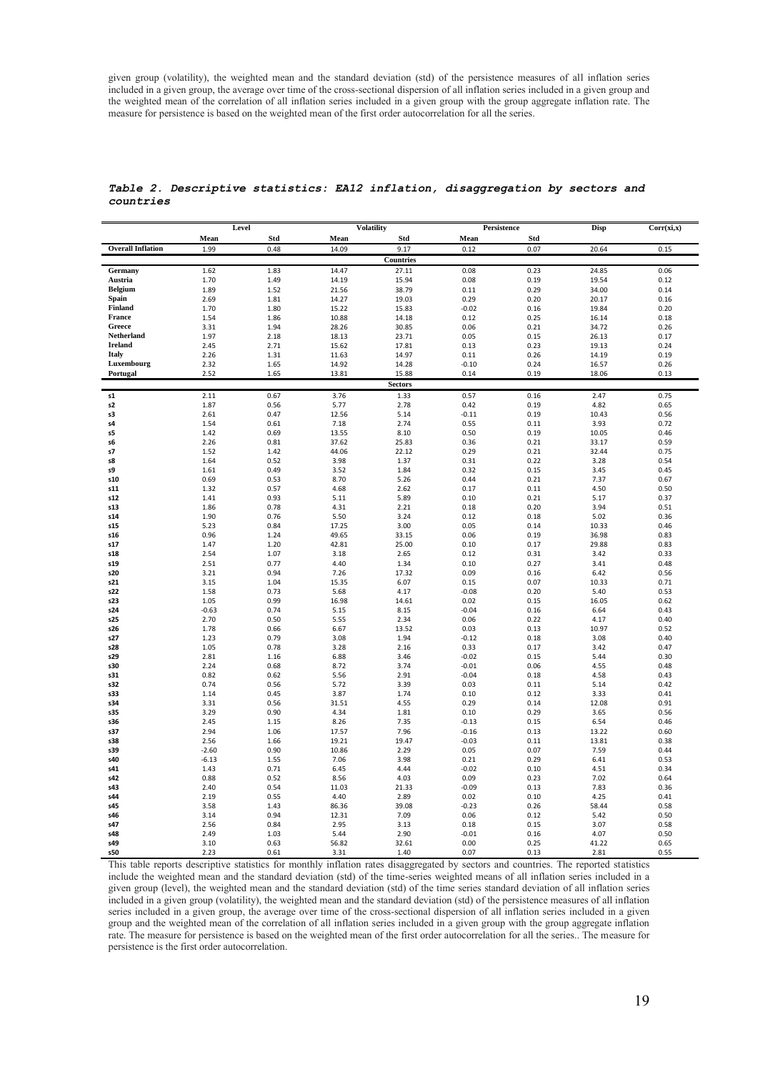given group (volatility), the weighted mean and the standard deviation (std) of the persistence measures of all inflation series included in a given group, the average over time of the cross-sectional dispersion of all inflation series included in a given group and the weighted mean of the correlation of all inflation series included in a given group with the group aggregate inflation rate. The measure for persistence is based on the weighted mean of the first order autocorrelation for all the series.

***Table 2. Descriptive statistics: EA12 inflation, disaggregation by sectors and countries***

| | Level | | Volatility | | Persistence | | Disp | Corr(xi,x) |
|---|---|---|---|---|---|---|---|---|
| | Mean | Std | Mean | Std | Mean | Std | | |
| **Overall Inflation** | 1.99 | 0.48 | 14.09 | 9.17 | 0.12 | 0.07 | 20.64 | 0.15 |
| | | | | **Countries** | | | | |
| **Germany** | 1.62 | 1.83 | 14.47 | 27.11 | 0.08 | 0.23 | 24.85 | 0.06 |
| **Austria** | 1.70 | 1.49 | 14.19 | 15.94 | 0.08 | 0.19 | 19.54 | 0.12 |
| **Belgium** | 1.89 | 1.52 | 21.56 | 38.79 | 0.11 | 0.29 | 34.00 | 0.14 |
| **Spain** | 2.69 | 1.81 | 14.27 | 19.03 | 0.29 | 0.20 | 20.17 | 0.16 |
| **Finland** | 1.70 | 1.80 | 15.22 | 15.83 | -0.02 | 0.16 | 19.84 | 0.20 |
| **France** | 1.54 | 1.86 | 10.88 | 14.18 | 0.12 | 0.25 | 16.14 | 0.18 |
| **Greece** | 3.31 | 1.94 | 28.26 | 30.85 | 0.06 | 0.21 | 34.72 | 0.26 |
| **Netherland** | 1.97 | 2.18 | 18.13 | 23.71 | 0.05 | 0.15 | 26.13 | 0.17 |
| **Ireland** | 2.45 | 2.71 | 15.62 | 17.81 | 0.13 | 0.23 | 19.13 | 0.24 |
| **Italy** | 2.26 | 1.31 | 11.63 | 14.97 | 0.11 | 0.26 | 14.19 | 0.19 |
| **Luxembourg** | 2.32 | 1.65 | 14.92 | 14.28 | -0.10 | 0.24 | 16.57 | 0.26 |
| **Portugal** | 2.52 | 1.65 | 13.81 | 15.88 | 0.14 | 0.19 | 18.06 | 0.13 |
| | | | | **Sectors** | | | | |
| s1 | 2.11 | 0.67 | 3.76 | 1.33 | 0.57 | 0.16 | 2.47 | 0.75 |
| s2 | 1.87 | 0.56 | 5.77 | 2.78 | 0.42 | 0.19 | 4.82 | 0.65 |
| s3 | 2.61 | 0.47 | 12.56 | 5.14 | -0.11 | 0.19 | 10.43 | 0.56 |
| s4 | 1.54 | 0.61 | 7.18 | 2.74 | 0.55 | 0.11 | 3.93 | 0.72 |
| s5 | 1.42 | 0.69 | 13.55 | 8.10 | 0.50 | 0.19 | 10.05 | 0.46 |
| s6 | 2.26 | 0.81 | 37.62 | 25.83 | 0.36 | 0.21 | 33.17 | 0.59 |
| s7 | 1.52 | 1.42 | 44.06 | 22.12 | 0.29 | 0.21 | 32.44 | 0.75 |
| s8 | 1.64 | 0.52 | 3.98 | 1.37 | 0.31 | 0.22 | 3.28 | 0.54 |
| s9 | 1.61 | 0.49 | 3.52 | 1.84 | 0.32 | 0.15 | 3.45 | 0.45 |
| s10 | 0.69 | 0.53 | 8.70 | 5.26 | 0.44 | 0.21 | 7.37 | 0.67 |
| s11 | 1.32 | 0.57 | 4.68 | 2.62 | 0.17 | 0.11 | 4.50 | 0.50 |
| s12 | 1.41 | 0.93 | 5.11 | 5.89 | 0.10 | 0.21 | 5.17 | 0.37 |
| s13 | 1.86 | 0.78 | 4.31 | 2.21 | 0.18 | 0.20 | 3.94 | 0.51 |
| s14 | 1.90 | 0.76 | 5.50 | 3.24 | 0.12 | 0.18 | 5.02 | 0.36 |
| s15 | 5.23 | 0.84 | 17.25 | 3.00 | 0.05 | 0.14 | 10.33 | 0.46 |
| s16 | 0.96 | 1.24 | 49.65 | 33.15 | 0.06 | 0.19 | 36.98 | 0.83 |
| s17 | 1.47 | 1.20 | 42.81 | 25.00 | 0.10 | 0.17 | 29.88 | 0.83 |
| s18 | 2.54 | 1.07 | 3.18 | 2.65 | 0.12 | 0.31 | 3.42 | 0.33 |
| s19 | 2.51 | 0.77 | 4.40 | 1.34 | 0.10 | 0.27 | 3.41 | 0.48 |
| s20 | 3.21 | 0.94 | 7.26 | 17.32 | 0.09 | 0.16 | 6.42 | 0.56 |
| s21 | 3.15 | 1.04 | 15.35 | 6.07 | 0.15 | 0.07 | 10.33 | 0.71 |
| s22 | 1.58 | 0.73 | 5.68 | 4.17 | -0.08 | 0.20 | 5.40 | 0.53 |
| s23 | 1.05 | 0.99 | 16.98 | 14.61 | 0.02 | 0.15 | 16.05 | 0.62 |
| s24 | -0.63 | 0.74 | 5.15 | 8.15 | -0.04 | 0.16 | 6.64 | 0.43 |
| s25 | 2.70 | 0.50 | 5.55 | 2.34 | 0.06 | 0.22 | 4.17 | 0.40 |
| s26 | 1.78 | 0.66 | 6.67 | 13.52 | 0.03 | 0.13 | 10.97 | 0.52 |
| s27 | 1.23 | 0.79 | 3.08 | 1.94 | -0.12 | 0.18 | 3.08 | 0.40 |
| s28 | 1.05 | 0.78 | 3.28 | 2.16 | 0.33 | 0.17 | 3.42 | 0.47 |
| s29 | 2.81 | 1.16 | 6.88 | 3.46 | -0.02 | 0.15 | 5.44 | 0.30 |
| s30 | 2.24 | 0.68 | 8.72 | 3.74 | -0.01 | 0.06 | 4.55 | 0.48 |
| s31 | 0.82 | 0.62 | 5.56 | 2.91 | -0.04 | 0.18 | 4.58 | 0.43 |
| s32 | 0.74 | 0.56 | 5.72 | 3.39 | 0.03 | 0.11 | 5.14 | 0.42 |
| s33 | 1.14 | 0.45 | 3.87 | 1.74 | 0.10 | 0.12 | 3.33 | 0.41 |
| s34 | 3.31 | 0.56 | 31.51 | 4.55 | 0.29 | 0.14 | 12.08 | 0.91 |
| s35 | 3.29 | 0.90 | 4.34 | 1.81 | 0.10 | 0.29 | 3.65 | 0.56 |
| s36 | 2.45 | 1.15 | 8.26 | 7.35 | -0.13 | 0.15 | 6.54 | 0.46 |
| s37 | 2.94 | 1.06 | 17.57 | 7.96 | -0.16 | 0.13 | 13.22 | 0.60 |
| s38 | 2.56 | 1.66 | 19.21 | 19.47 | -0.03 | 0.11 | 13.81 | 0.38 |
| s39 | -2.60 | 0.90 | 10.86 | 2.29 | 0.05 | 0.07 | 7.59 | 0.44 |
| s40 | -6.13 | 1.55 | 7.06 | 3.98 | 0.21 | 0.29 | 6.41 | 0.53 |
| s41 | 1.43 | 0.71 | 6.45 | 4.44 | -0.02 | 0.10 | 4.51 | 0.34 |
| s42 | 0.88 | 0.52 | 8.56 | 4.03 | 0.09 | 0.23 | 7.02 | 0.64 |
| s43 | 2.40 | 0.54 | 11.03 | 21.33 | -0.09 | 0.13 | 7.83 | 0.36 |
| s44 | 2.19 | 0.55 | 4.40 | 2.89 | 0.02 | 0.10 | 4.25 | 0.41 |
| s45 | 3.58 | 1.43 | 86.36 | 39.08 | -0.23 | 0.26 | 58.44 | 0.58 |
| s46 | 3.14 | 0.94 | 12.31 | 7.09 | 0.06 | 0.12 | 5.42 | 0.50 |
| s47 | 2.56 | 0.84 | 2.95 | 3.13 | 0.18 | 0.15 | 3.07 | 0.58 |
| s48 | 2.49 | 1.03 | 5.44 | 2.90 | -0.01 | 0.16 | 4.07 | 0.50 |
| s49 | 3.10 | 0.63 | 56.82 | 32.61 | 0.00 | 0.25 | 41.22 | 0.65 |
| s50 | 2.23 | 0.61 | 3.31 | 1.40 | 0.07 | 0.13 | 2.81 | 0.55 |

This table reports descriptive statistics for monthly inflation rates disaggregated by sectors and countries. The reported statistics include the weighted mean and the standard deviation (std) of the time-series weighted means of all inflation series included in a given group (level), the weighted mean and the standard deviation (std) of the time series standard deviation of all inflation series included in a given group (volatility), the weighted mean and the standard deviation (std) of the persistence measures of all inflation series included in a given group, the average over time of the cross-sectional dispersion of all inflation series included in a given group and the weighted mean of the correlation of all inflation series included in a given group with the group aggregate inflation rate. The measure for persistence is based on the weighted mean of the first order autocorrelation for all the series.. The measure for persistence is the first order autocorrelation.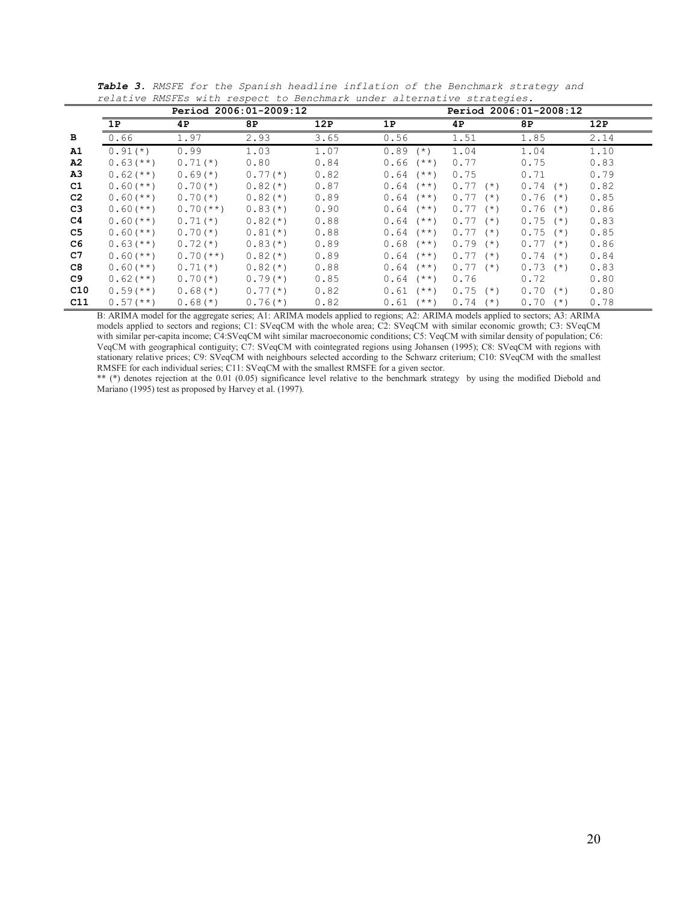***Table 3.*** *RMSFE for the Spanish headline inflation of the Benchmark strategy and relative RMSFEs with respect to Benchmark under alternative strategies.*

| | Period 2006:01-2009:12 | | | | Period 2006:01-2008:12 | | | |
|---|---|---|---|---|---|---|---|---|
| | **1P** | **4P** | **8P** | **12P** | **1P** | **4P** | **8P** | **12P** |
| **B** | 0.66 | 1.97 | 2.93 | 3.65 | 0.56 | 1.51 | 1.85 | 2.14 |
| **A1** | 0.91(*) | 0.99 | 1.03 | 1.07 | 0.89 (*) | 1.04 | 1.04 | 1.10 |
| **A2** | 0.63(**) | 0.71(*) | 0.80 | 0.84 | 0.66 (**) | 0.77 | 0.75 | 0.83 |
| **A3** | 0.62(**) | 0.69(*) | 0.77(*) | 0.82 | 0.64 (**) | 0.75 | 0.71 | 0.79 |
| **C1** | 0.60(**) | 0.70(*) | 0.82(*) | 0.87 | 0.64 (**) | 0.77 (*) | 0.74 (*) | 0.82 |
| **C2** | 0.60(**) | 0.70(*) | 0.82(*) | 0.89 | 0.64 (**) | 0.77 (*) | 0.76 (*) | 0.85 |
| **C3** | 0.60(**) | 0.70(**) | 0.83(*) | 0.90 | 0.64 (**) | 0.77 (*) | 0.76 (*) | 0.86 |
| **C4** | 0.60(**) | 0.71(*) | 0.82(*) | 0.88 | 0.64 (**) | 0.77 (*) | 0.75 (*) | 0.83 |
| **C5** | 0.60(**) | 0.70(*) | 0.81(*) | 0.88 | 0.64 (**) | 0.77 (*) | 0.75 (*) | 0.85 |
| **C6** | 0.63(**) | 0.72(*) | 0.83(*) | 0.89 | 0.68 (**) | 0.79 (*) | 0.77 (*) | 0.86 |
| **C7** | 0.60(**) | 0.70(**) | 0.82(*) | 0.89 | 0.64 (**) | 0.77 (*) | 0.74 (*) | 0.84 |
| **C8** | 0.60(**) | 0.71(*) | 0.82(*) | 0.88 | 0.64 (**) | 0.77 (*) | 0.73 (*) | 0.83 |
| **C9** | 0.62(**) | 0.70(*) | 0.79(*) | 0.85 | 0.64 (**) | 0.76 | 0.72 | 0.80 |
| **C10** | 0.59(**) | 0.68(*) | 0.77(*) | 0.82 | 0.61 (**) | 0.75 (*) | 0.70 (*) | 0.80 |
| **C11** | 0.57(**) | 0.68(*) | 0.76(*) | 0.82 | 0.61 (**) | 0.74 (*) | 0.70 (*) | 0.78 |

B: ARIMA model for the aggregate series; A1: ARIMA models applied to regions; A2: ARIMA models applied to sectors; A3: ARIMA models applied to sectors and regions; C1: SVeqCM with the whole area; C2: SVeqCM with similar economic growth; C3: SVeqCM with similar per-capita income; C4:SVeqCM wiht similar macroeconomic conditions; C5: VeqCM with similar density of population; C6: VeqCM with geographical contiguity; C7: SVeqCM with cointegrated regions using Johansen (1995); C8: SVeqCM with regions with stationary relative prices; C9: SVeqCM with neighbours selected according to the Schwarz criterium; C10: SVeqCM with the smallest RMSFE for each individual series; C11: SVeqCM with the smallest RMSFE for a given sector.

** (*) denotes rejection at the 0.01 (0.05) significance level relative to the benchmark strategy by using the modified Diebold and Mariano (1995) test as proposed by Harvey et al. (1997).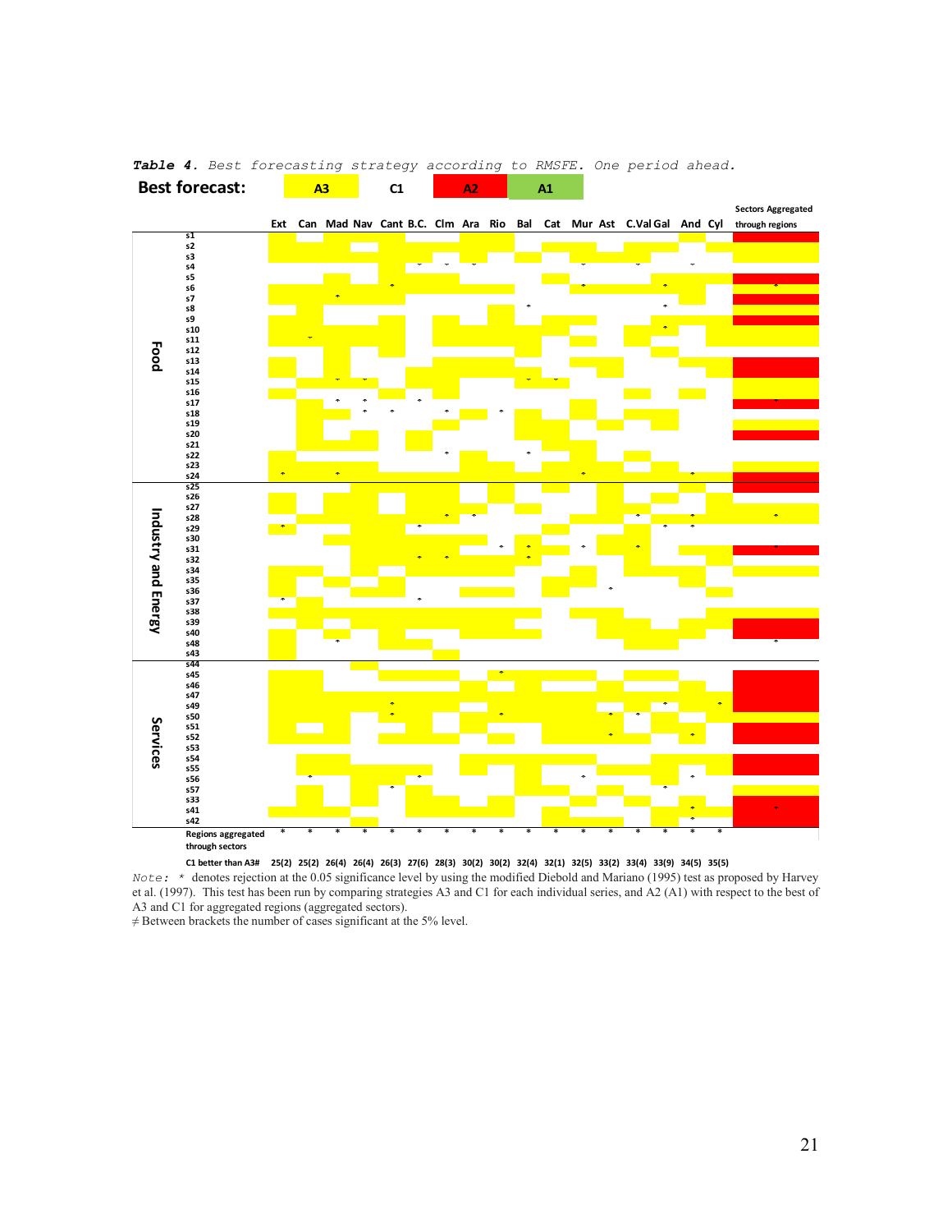***Table 4.*** *Best forecasting strategy according to RMSFE. One period ahead.*

**Best forecast:** A3 C1 A2 A1

Ext Can Mad Nav Cant B.C. Clm Ara Rio Bal Cat Mur Ast C.Val Gal And Cyl

Sectors Aggregated through regions

**Food**: s1 s2 s3 s4 s5 s6 s7 s8 s9 s10 s11 s12 s13 s14 s15 s16 s17 s18 s19 s20 s21 s22 s23 s24

**Industry and Energy**: s25 s26 s27 s28 s29 s30 s31 s32 s34 s35 s36 s37 s38 s39 s40 s48 s43

**Services**: s44 s45 s46 s47 s49 s50 s51 s52 s53 s54 s55 s56 s57 s33 s41 s42

Regions aggregated through sectors: * * * * * * * * * * * * * * * * *

| | Ext | Can | Mad | Nav | Cant | B.C. | Clm | Ara | Rio | Bal | Cat | Mur | Ast | C.Val | Gal | And | Cyl |
|---|---|---|---|---|---|---|---|---|---|---|---|---|---|---|---|---|---|
| C1 better than A3# | 25(2) | 25(2) | 26(4) | 26(4) | 26(3) | 27(6) | 28(3) | 30(2) | 30(2) | 32(4) | 32(1) | 32(5) | 33(2) | 33(4) | 33(9) | 34(5) | 35(5) |

*Note:* * denotes rejection at the 0.05 significance level by using the modified Diebold and Mariano (1995) test as proposed by Harvey et al. (1997). This test has been run by comparing strategies A3 and C1 for each individual series, and A2 (A1) with respect to the best of A3 and C1 for aggregated regions (aggregated sectors).

≠ Between brackets the number of cases significant at the 5% level.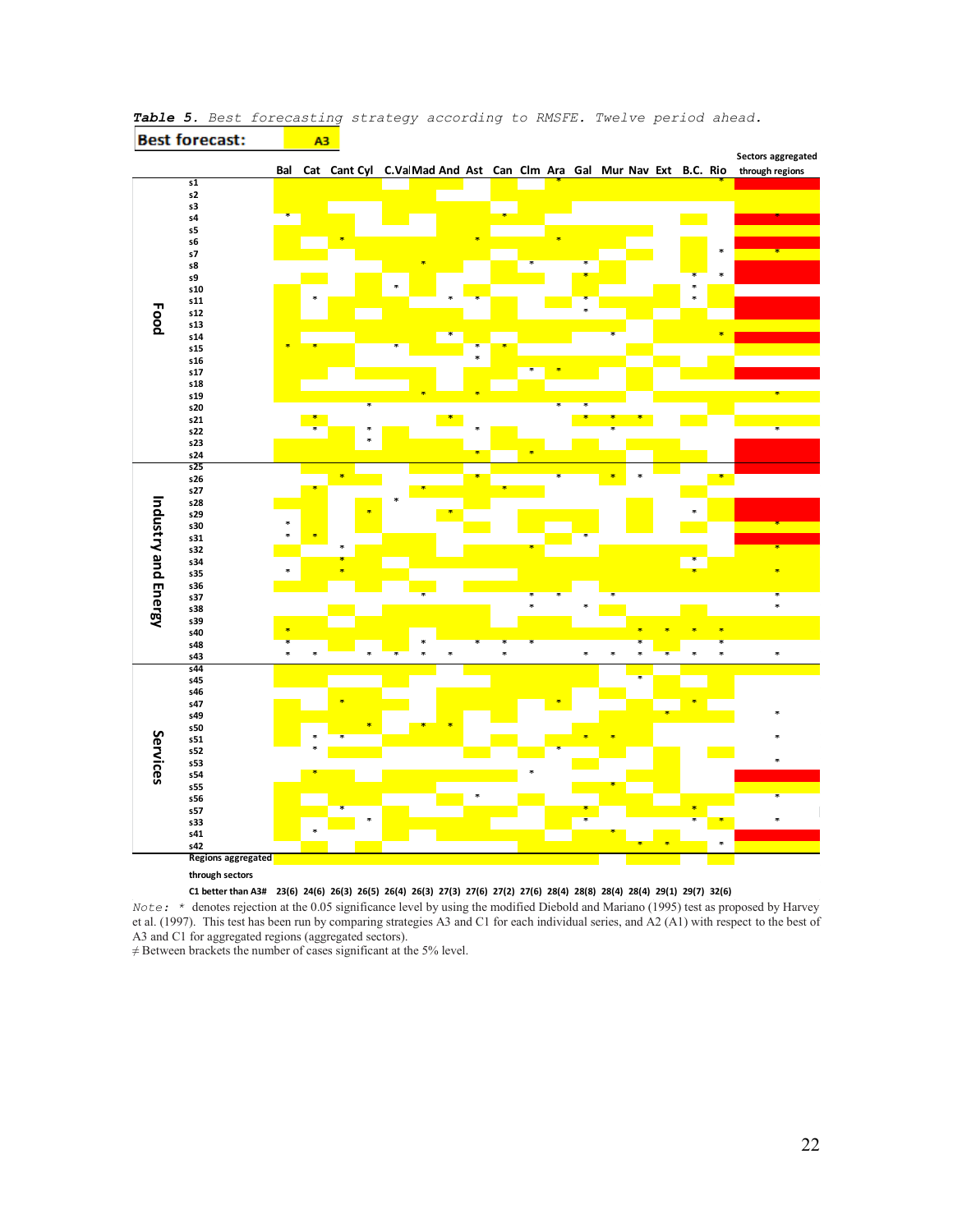***Table 5.*** *Best forecasting strategy according to RMSFE. Twelve period ahead.*

**Best forecast: A3**

| | | Bal | Cat | Cant | Cyl | C.Val | Mad | And | Ast | Can | Clm | Ara | Gal | Mur | Nav | Ext | B.C. | Rio | Sectors aggregated through regions |
|---|---|---|---|---|---|---|---|---|---|---|---|---|---|---|---|---|---|---|---|
| Food | s1 | | | | | | | | | | | * | | | | | | * | |
| | s2 | | | | | | | | | | | | | | | | | | |
| | s3 | | | | | | | | | | | | | | | | | | |
| | s4 | * | | | | | | | | * | | | | | | | | | * |
| | s5 | | | | | | | | | | | | | | | | | | |
| | s6 | | | * | | | | | * | | | * | | | | | | | |
| | s7 | | | | | | | | | | | | | | | | | * | * |
| | s8 | | | | | | * | | | | * | | * | | | | | | |
| | s9 | | | | | | | | | | | | * | | | | * | * | |
| | s10 | | | | | * | | | | | | | | | | | * | | |
| | s11 | | * | | | | | * | * | | | | * | | | | * | | |
| | s12 | | | | | | | | | | | | * | | | | | | |
| | s13 | | | | | | | | | | | | | | | | | | |
| | s14 | | | | | | | * | | | | | | * | | | | * | |
| | s15 | * | * | | | * | | | * | * | | | | | | | | | |
| | s16 | | | | | | | | * | | | | | | | | | | |
| | s17 | | | | | | | | | | * | * | | | | | | | |
| | s18 | | | | | | | | | | | | | | | | | | |
| | s19 | | | | | | * | | * | | | | | | | | | | * |
| | s20 | | | | * | | | | | | | * | * | | | | | | |
| | s21 | | * | | | | | * | | | | | * | * | * | | | | |
| | s22 | | * | | * | | | | * | | | | | * | | | | | * |
| | s23 | | | | * | | | | | | | | | | | | | | |
| | s24 | | | | | | | | * | | * | | | | | | | | |
| Industry and Energy | s25 | | | | | | | | | | | | | | | | | | |
| | s26 | | | * | | | | | * | | | * | | * | * | | | * | |
| | s27 | | * | | | | * | | | * | | | | | | | | | |
| | s28 | | | | | * | | | | | | | | | | | | | |
| | s29 | | | | * | | | * | | | | | | | | | * | | |
| | s30 | * | | | | | | | | | | | | | | | | | * |
| | s31 | * | * | | | | | | | | | | * | | | | | | |
| | s32 | | | * | | | | | | | * | | | | | | | | * |
| | s34 | | | * | | | | | | | | | | | | | * | | |
| | s35 | * | | * | | | | | | | | | | | | | * | | * |
| | s36 | | | | | | | | | | | | | | | | | | |
| | s37 | | | | | | * | | | | * | * | | * | | | | | * |
| | s38 | | | | | | | | | | * | | * | | | | | | * |
| | s39 | | | | | | | | | | | | | | | | | | |
| | s40 | * | | | | | | | | | | | | | * | * | * | * | |
| | s48 | * | | | | | * | | * | * | * | | | | * | | | * | |
| | s43 | * | * | | * | * | * | * | | * | | | * | * | * | * | * | * | * |
| Services | s44 | | | | | | | | | | | | | | | | | | |
| | s45 | | | | | | | | | | | | | | * | | | | |
| | s46 | | | | | | | | | | | | | | | | | | |
| | s47 | | | * | | | | | | | | * | | | | | * | | |
| | s49 | | | | | | | | | | | | | | | * | | | * |
| | s50 | | | | * | | * | * | | | | | | | | | | | |
| | s51 | | * | * | | | | | | | | | * | * | | | | | * |
| | s52 | | * | | | | | | | | | * | | | | | | | |
| | s53 | | | | | | | | | | | | | | | | | | * |
| | s54 | | * | | | | | | | | * | | | | | | | | |
| | s55 | | | | | | | | | | | | | * | | | | | |
| | s56 | | | | | | | | * | | | | | | | | | | * |
| | s57 | | | * | | | | | | | | | * | | | | * | | |
| | s33 | | | | * | | | | | | | | * | | | | * | * | * |
| | s41 | | * | | | | | | | | | | | * | | | | | |
| | s42 | | | | | | | | | | | | | | * | * | | * | |
| | Regions aggregated through sectors | | | | | | | | | | | | | | | | | | |
| | C1 better than A3# | 23(6) | 24(6) | 26(3) | 26(5) | 26(4) | 26(3) | 27(3) | 27(6) | 27(2) | 27(6) | 28(4) | 28(8) | 28(4) | 28(4) | 29(1) | 29(7) | 32(6) | |

*Note:* * denotes rejection at the 0.05 significance level by using the modified Diebold and Mariano (1995) test as proposed by Harvey et al. (1997). This test has been run by comparing strategies A3 and C1 for each individual series, and A2 (A1) with respect to the best of A3 and C1 for aggregated regions (aggregated sectors).

≠ Between brackets the number of cases significant at the 5% level.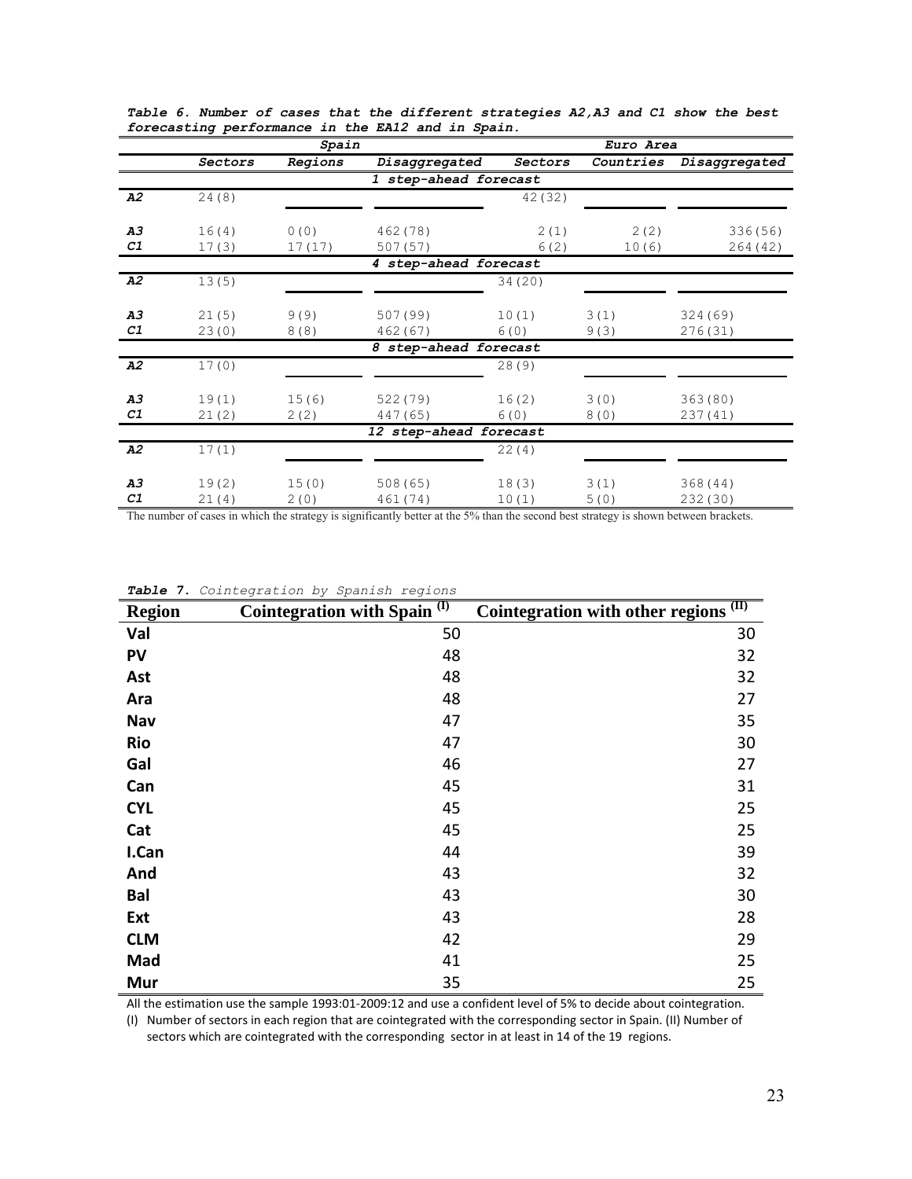***Table 6. Number of cases that the different strategies A2,A3 and C1 show the best forecasting performance in the EA12 and in Spain.***

| | *Spain* | | | *Euro Area* | | |
|---|---|---|---|---|---|---|
| | *Sectors* | *Regions* | *Disaggregated* | *Sectors* | *Countries* | *Disaggregated* |
| | | | *1 step-ahead forecast* | | | |
| ***A2*** | 24(8) | | | 42(32) | | |
| ***A3*** | 16(4) | 0(0) | 462(78) | 2(1) | 2(2) | 336(56) |
| ***C1*** | 17(3) | 17(17) | 507(57) | 6(2) | 10(6) | 264(42) |
| | | | *4 step-ahead forecast* | | | |
| ***A2*** | 13(5) | | | 34(20) | | |
| ***A3*** | 21(5) | 9(9) | 507(99) | 10(1) | 3(1) | 324(69) |
| ***C1*** | 23(0) | 8(8) | 462(67) | 6(0) | 9(3) | 276(31) |
| | | | *8 step-ahead forecast* | | | |
| ***A2*** | 17(0) | | | 28(9) | | |
| ***A3*** | 19(1) | 15(6) | 522(79) | 16(2) | 3(0) | 363(80) |
| ***C1*** | 21(2) | 2(2) | 447(65) | 6(0) | 8(0) | 237(41) |
| | | | *12 step-ahead forecast* | | | |
| ***A2*** | 17(1) | | | 22(4) | | |
| ***A3*** | 19(2) | 15(0) | 508(65) | 18(3) | 3(1) | 368(44) |
| ***C1*** | 21(4) | 2(0) | 461(74) | 10(1) | 5(0) | 232(30) |

The number of cases in which the strategy is significantly better at the 5% than the second best strategy is shown between brackets.

***Table 7.*** *Cointegration by Spanish regions*

| Region | Cointegration with Spain (I) | Cointegration with other regions (II) |
|---|---|---|
| Val | 50 | 30 |
| PV | 48 | 32 |
| Ast | 48 | 32 |
| Ara | 48 | 27 |
| Nav | 47 | 35 |
| Rio | 47 | 30 |
| Gal | 46 | 27 |
| Can | 45 | 31 |
| CYL | 45 | 25 |
| Cat | 45 | 25 |
| I.Can | 44 | 39 |
| And | 43 | 32 |
| Bal | 43 | 30 |
| Ext | 43 | 28 |
| CLM | 42 | 29 |
| Mad | 41 | 25 |
| Mur | 35 | 25 |

All the estimation use the sample 1993:01-2009:12 and use a confident level of 5% to decide about cointegration.

(I) Number of sectors in each region that are cointegrated with the corresponding sector in Spain. (II) Number of sectors which are cointegrated with the corresponding sector in at least in 14 of the 19 regions.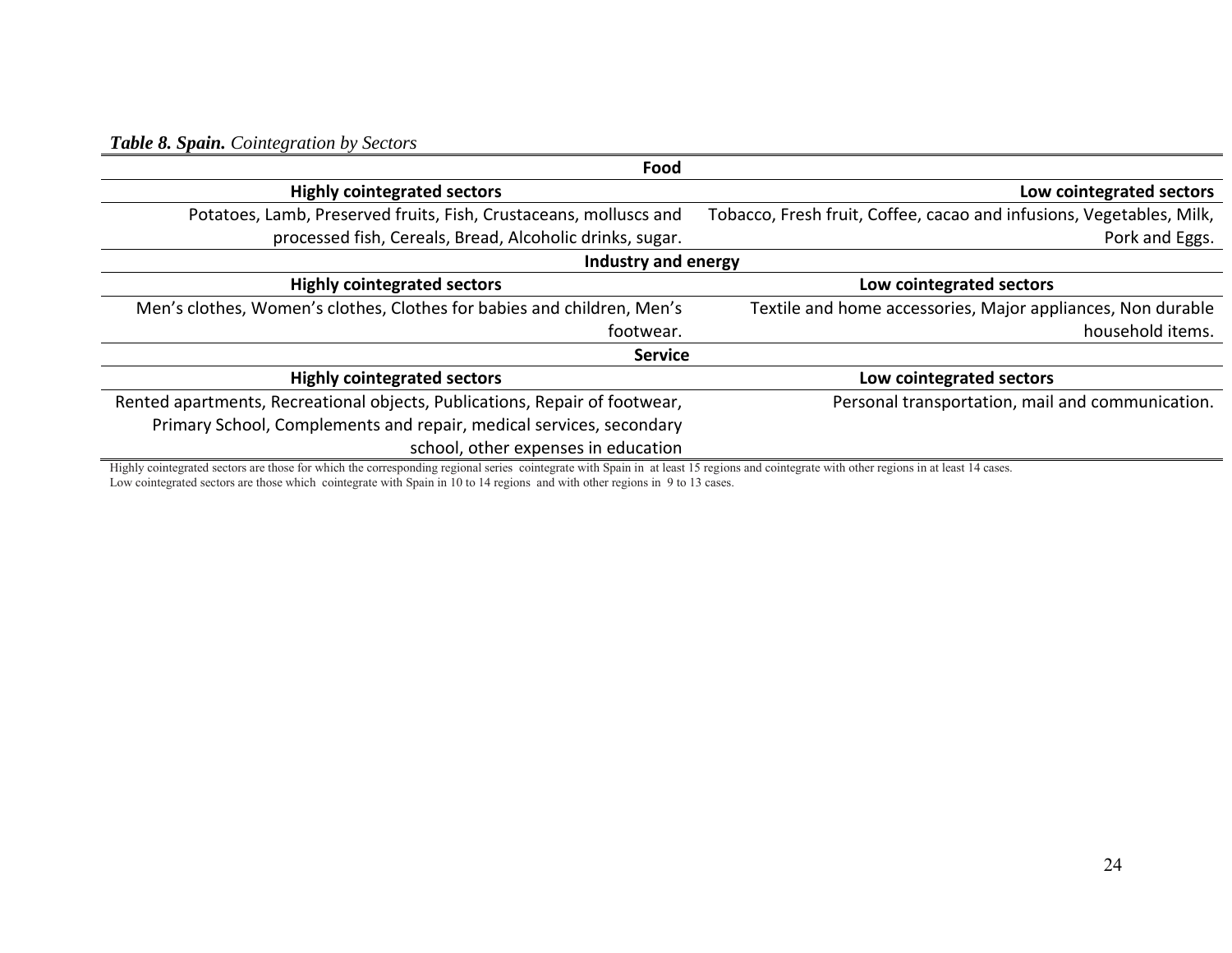***Table 8. Spain.*** *Cointegration by Sectors*

| Highly cointegrated sectors | Low cointegrated sectors |
|---|---|
| **Food** | |
| **Highly cointegrated sectors** | **Low cointegrated sectors** |
| Potatoes, Lamb, Preserved fruits, Fish, Crustaceans, molluscs and processed fish, Cereals, Bread, Alcoholic drinks, sugar. | Tobacco, Fresh fruit, Coffee, cacao and infusions, Vegetables, Milk, Pork and Eggs. |
| **Industry and energy** | |
| **Highly cointegrated sectors** | **Low cointegrated sectors** |
| Men's clothes, Women's clothes, Clothes for babies and children, Men's footwear. | Textile and home accessories, Major appliances, Non durable household items. |
| **Service** | |
| **Highly cointegrated sectors** | **Low cointegrated sectors** |
| Rented apartments, Recreational objects, Publications, Repair of footwear, Primary School, Complements and repair, medical services, secondary school, other expenses in education | Personal transportation, mail and communication. |

Highly cointegrated sectors are those for which the corresponding regional series cointegrate with Spain in at least 15 regions and cointegrate with other regions in at least 14 cases.
Low cointegrated sectors are those which cointegrate with Spain in 10 to 14 regions and with other regions in 9 to 13 cases.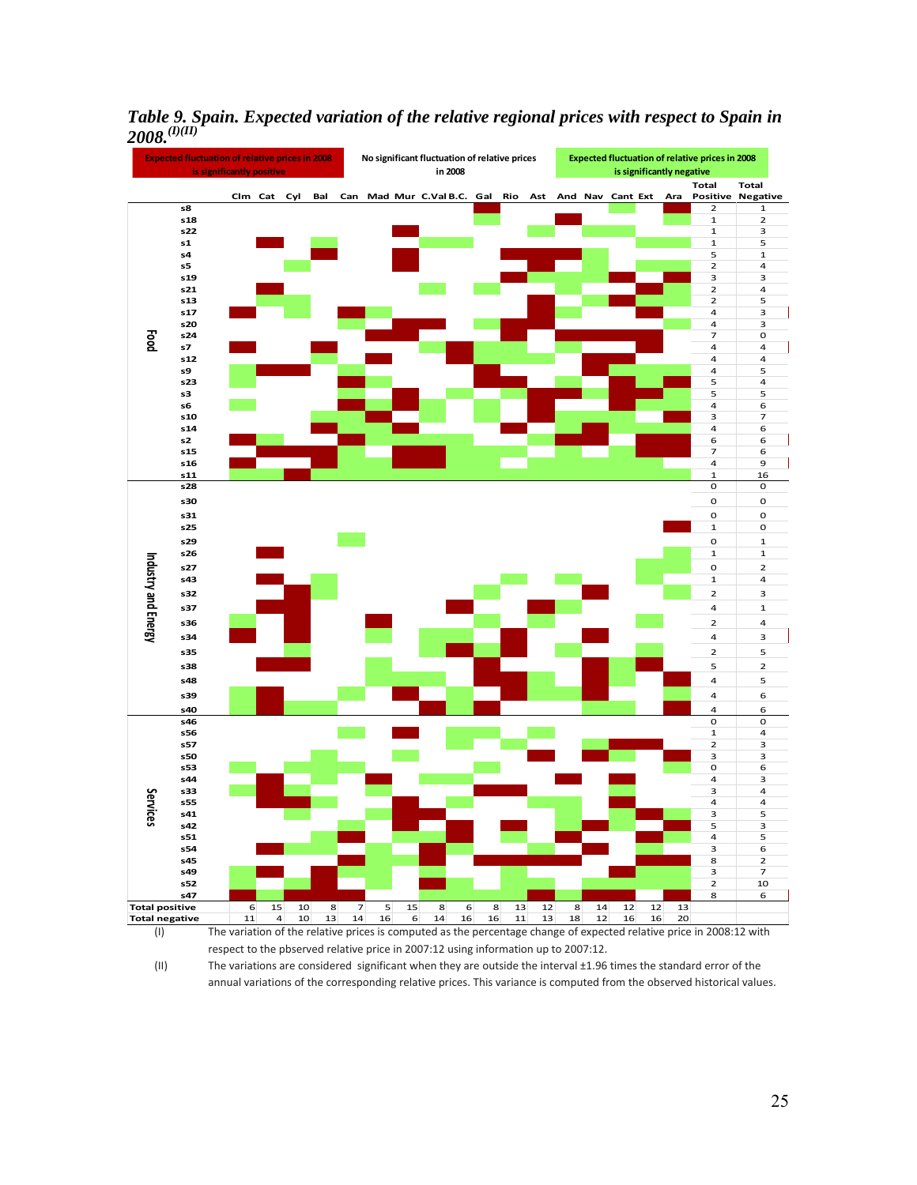# *Table 9. Spain. Expected variation of the relative regional prices with respect to Spain in 2008.*[(I)(II)]

Legend: Expected fluctuation of relative prices in 2008 is significantly positive | No significant fluctuation of relative prices in 2008 | Expected fluctuation of relative prices in 2008 is significantly negative

| | | Clm | Cat | Cyl | Bal | Can | Mad | Mur | C.Val | B.C. | Gal | Rio | Ast | And | Nav | Cant | Ext | Ara | Total Positive | Total Negative |
|---|---|---|---|---|---|---|---|---|---|---|---|---|---|---|---|---|---|---|---|---|
| Food | s8 | | | | | | | | | | | | | | | | | | 2 | 1 |
| | s18 | | | | | | | | | | | | | | | | | | 1 | 2 |
| | s22 | | | | | | | | | | | | | | | | | | 1 | 3 |
| | s1 | | | | | | | | | | | | | | | | | | 1 | 5 |
| | s4 | | | | | | | | | | | | | | | | | | 5 | 1 |
| | s5 | | | | | | | | | | | | | | | | | | 2 | 4 |
| | s19 | | | | | | | | | | | | | | | | | | 3 | 3 |
| | s21 | | | | | | | | | | | | | | | | | | 2 | 4 |
| | s13 | | | | | | | | | | | | | | | | | | 2 | 5 |
| | s17 | | | | | | | | | | | | | | | | | | 4 | 3 |
| | s20 | | | | | | | | | | | | | | | | | | 4 | 3 |
| | s24 | | | | | | | | | | | | | | | | | | 7 | 0 |
| | s7 | | | | | | | | | | | | | | | | | | 4 | 4 |
| | s12 | | | | | | | | | | | | | | | | | | 4 | 4 |
| | s9 | | | | | | | | | | | | | | | | | | 4 | 5 |
| | s23 | | | | | | | | | | | | | | | | | | 5 | 4 |
| | s3 | | | | | | | | | | | | | | | | | | 5 | 5 |
| | s6 | | | | | | | | | | | | | | | | | | 4 | 6 |
| | s10 | | | | | | | | | | | | | | | | | | 3 | 7 |
| | s14 | | | | | | | | | | | | | | | | | | 4 | 6 |
| | s2 | | | | | | | | | | | | | | | | | | 6 | 6 |
| | s15 | | | | | | | | | | | | | | | | | | 7 | 6 |
| | s16 | | | | | | | | | | | | | | | | | | 4 | 9 |
| | s11 | | | | | | | | | | | | | | | | | | 1 | 16 |
| Industry and Energy | s28 | | | | | | | | | | | | | | | | | | 0 | 0 |
| | s30 | | | | | | | | | | | | | | | | | | 0 | 0 |
| | s31 | | | | | | | | | | | | | | | | | | 0 | 0 |
| | s25 | | | | | | | | | | | | | | | | | | 1 | 0 |
| | s29 | | | | | | | | | | | | | | | | | | 0 | 1 |
| | s26 | | | | | | | | | | | | | | | | | | 1 | 1 |
| | s27 | | | | | | | | | | | | | | | | | | 0 | 2 |
| | s43 | | | | | | | | | | | | | | | | | | 1 | 4 |
| | s32 | | | | | | | | | | | | | | | | | | 2 | 3 |
| | s37 | | | | | | | | | | | | | | | | | | 4 | 1 |
| | s36 | | | | | | | | | | | | | | | | | | 2 | 4 |
| | s34 | | | | | | | | | | | | | | | | | | 4 | 3 |
| | s35 | | | | | | | | | | | | | | | | | | 2 | 5 |
| | s38 | | | | | | | | | | | | | | | | | | 5 | 2 |
| | s48 | | | | | | | | | | | | | | | | | | 4 | 5 |
| | s39 | | | | | | | | | | | | | | | | | | 4 | 6 |
| | s40 | | | | | | | | | | | | | | | | | | 4 | 6 |
| Services | s46 | | | | | | | | | | | | | | | | | | 0 | 0 |
| | s56 | | | | | | | | | | | | | | | | | | 1 | 4 |
| | s57 | | | | | | | | | | | | | | | | | | 2 | 3 |
| | s50 | | | | | | | | | | | | | | | | | | 3 | 3 |
| | s53 | | | | | | | | | | | | | | | | | | 0 | 6 |
| | s44 | | | | | | | | | | | | | | | | | | 4 | 3 |
| | s33 | | | | | | | | | | | | | | | | | | 3 | 4 |
| | s55 | | | | | | | | | | | | | | | | | | 4 | 4 |
| | s41 | | | | | | | | | | | | | | | | | | 3 | 5 |
| | s42 | | | | | | | | | | | | | | | | | | 5 | 3 |
| | s51 | | | | | | | | | | | | | | | | | | 4 | 5 |
| | s54 | | | | | | | | | | | | | | | | | | 3 | 6 |
| | s45 | | | | | | | | | | | | | | | | | | 8 | 2 |
| | s49 | | | | | | | | | | | | | | | | | | 3 | 7 |
| | s52 | | | | | | | | | | | | | | | | | | 2 | 10 |
| | s47 | | | | | | | | | | | | | | | | | | 8 | 6 |
| Total positive | | 6 | 15 | 10 | 8 | 7 | 5 | 15 | 8 | 6 | 8 | 13 | 12 | 8 | 14 | 12 | 12 | 13 | | |
| Total negative | | 11 | 4 | 10 | 13 | 14 | 16 | 6 | 14 | 16 | 16 | 11 | 13 | 18 | 12 | 16 | 16 | 20 | | |

(I) The variation of the relative prices is computed as the percentage change of expected relative price in 2008:12 with respect to the pbserved relative price in 2007:12 using information up to 2007:12.

(II) The variations are considered significant when they are outside the interval ±1.96 times the standard error of the annual variations of the corresponding relative prices. This variance is computed from the observed historical values.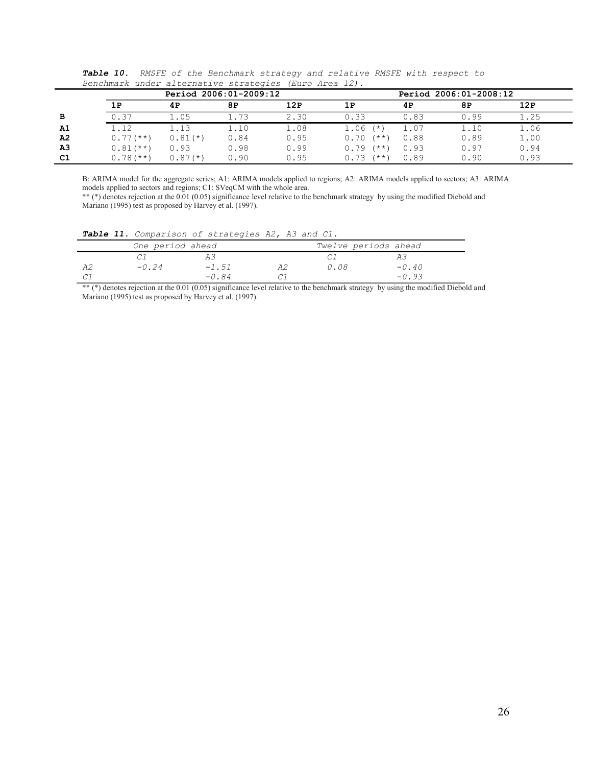***Table 10.*** *RMSFE of the Benchmark strategy and relative RMSFE with respect to Benchmark under alternative strategies (Euro Area 12).*

| | Period 2006:01-2009:12 | | | | Period 2006:01-2008:12 | | | |
|---|---|---|---|---|---|---|---|---|
| | **1P** | **4P** | **8P** | **12P** | **1P** | **4P** | **8P** | **12P** |
| **B** | 0.37 | 1.05 | 1.73 | 2.30 | 0.33 | 0.83 | 0.99 | 1.25 |
| **A1** | 1.12 | 1.13 | 1.10 | 1.08 | 1.06 (*) | 1.07 | 1.10 | 1.06 |
| **A2** | 0.77(**) | 0.81(*) | 0.84 | 0.95 | 0.70 (**) | 0.88 | 0.89 | 1.00 |
| **A3** | 0.81(**) | 0.93 | 0.98 | 0.99 | 0.79 (**) | 0.93 | 0.97 | 0.94 |
| **C1** | 0.78(**) | 0.87(*) | 0.90 | 0.95 | 0.73 (**) | 0.89 | 0.90 | 0.93 |

B: ARIMA model for the aggregate series; A1: ARIMA models applied to regions; A2: ARIMA models applied to sectors; A3: ARIMA models applied to sectors and regions; C1: SVeqCM with the whole area.
** (*) denotes rejection at the 0.01 (0.05) significance level relative to the benchmark strategy by using the modified Diebold and Mariano (1995) test as proposed by Harvey et al. (1997).

***Table 11.*** *Comparison of strategies A2, A3 and C1.*

| | *One period ahead* | | | *Twelve periods ahead* | |
|---|---|---|---|---|---|
| | *C1* | *A3* | | *C1* | *A3* |
| *A2* | *-0.24* | *-1.51* | *A2* | *0.08* | *-0.40* |
| *C1* | | *-0.84* | *C1* | | *-0.93* |

** (*) denotes rejection at the 0.01 (0.05) significance level relative to the benchmark strategy by using the modified Diebold and Mariano (1995) test as proposed by Harvey et al. (1997).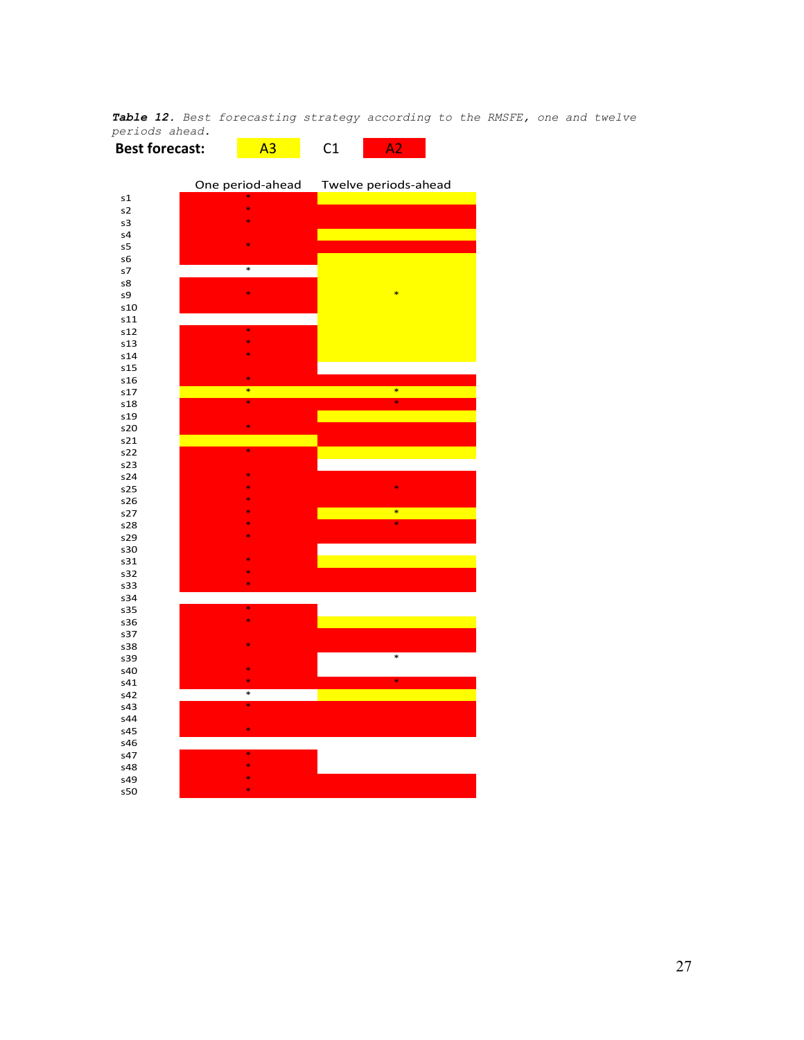***Table 12.*** *Best forecasting strategy according to the RMSFE, one and twelve periods ahead.*

**Best forecast:** A3 (yellow) | C1 (white) | A2 (red)

| | One period-ahead | Twelve periods-ahead |
|---|---|---|
| s1 | A2 * | A3 |
| s2 | A2 * | A2 |
| s3 | A2 * | A2 |
| s4 | A2 | A3 |
| s5 | A2 * | A2 |
| s6 | A2 | A3 |
| s7 | C1 * | A3 |
| s8 | A2 | A3 |
| s9 | A2 * | A3 * |
| s10 | A2 | A3 |
| s11 | C1 | A3 |
| s12 | A2 * | A3 |
| s13 | A2 * | A3 |
| s14 | A2 * | A3 |
| s15 | A2 | C1 |
| s16 | A2 * | A2 |
| s17 | A3 * | A3 * |
| s18 | A2 * | A2 * |
| s19 | A2 | A3 |
| s20 | A2 * | A2 |
| s21 | A3 | A2 |
| s22 | A2 * | A3 |
| s23 | A2 | C1 |
| s24 | A2 * | A2 |
| s25 | A2 * | A2 * |
| s26 | A2 * | A2 |
| s27 | A2 * | A3 * |
| s28 | A2 * | A2 * |
| s29 | A2 * | A2 |
| s30 | A2 | C1 |
| s31 | A2 * | A3 |
| s32 | A2 * | A2 |
| s33 | A2 * | A2 |
| s34 | C1 | C1 |
| s35 | A2 * | C1 |
| s36 | A2 * | A3 |
| s37 | A2 | A2 |
| s38 | A2 * | A2 |
| s39 | A2 | C1 * |
| s40 | A2 * | C1 |
| s41 | A2 * | A2 * |
| s42 | C1 * | A3 |
| s43 | A2 * | A2 |
| s44 | A2 | A2 |
| s45 | A2 * | A2 |
| s46 | C1 | C1 |
| s47 | A2 * | C1 |
| s48 | A2 * | C1 |
| s49 | A2 * | A2 |
| s50 | A2 * | A2 |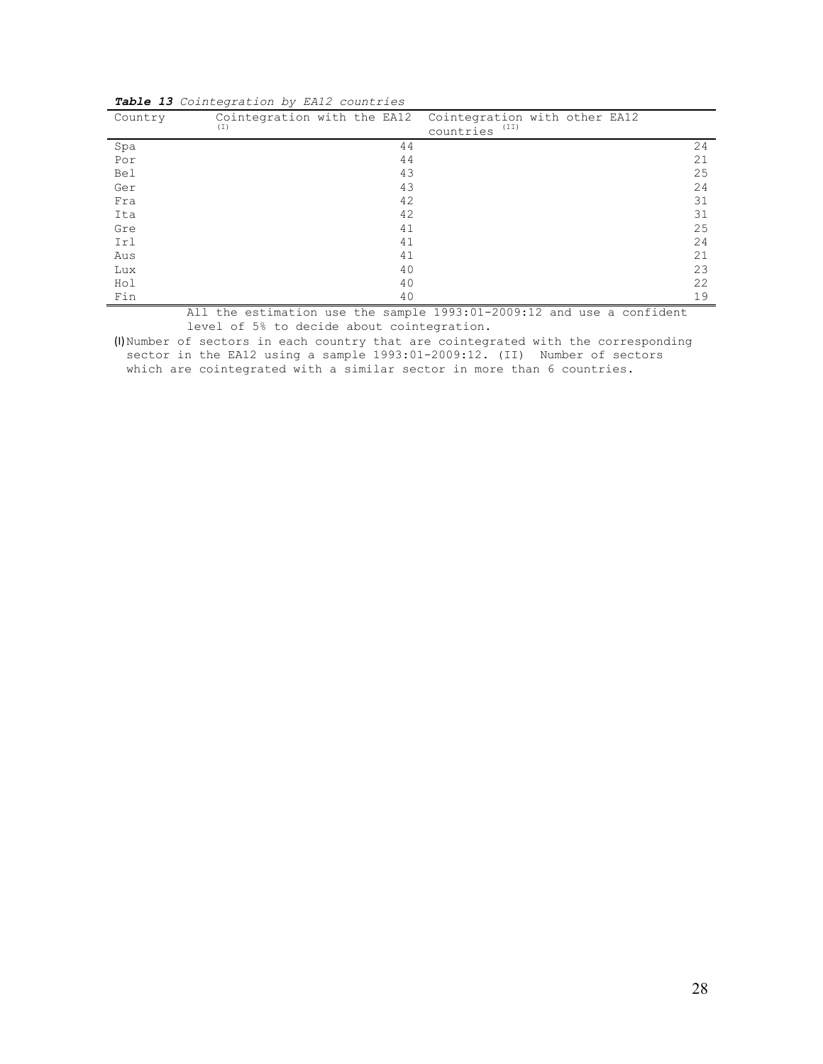***Table 13*** *Cointegration by EA12 countries*

| Country | Cointegration with the EA12 (I) | Cointegration with other EA12 countries (II) |
|---|---|---|
| Spa | 44 | 24 |
| Por | 44 | 21 |
| Bel | 43 | 25 |
| Ger | 43 | 24 |
| Fra | 42 | 31 |
| Ita | 42 | 31 |
| Gre | 41 | 25 |
| Irl | 41 | 24 |
| Aus | 41 | 21 |
| Lux | 40 | 23 |
| Hol | 40 | 22 |
| Fin | 40 | 19 |

All the estimation use the sample 1993:01-2009:12 and use a confident level of 5% to decide about cointegration.

(I) Number of sectors in each country that are cointegrated with the corresponding sector in the EA12 using a sample 1993:01-2009:12. (II) Number of sectors which are cointegrated with a similar sector in more than 6 countries.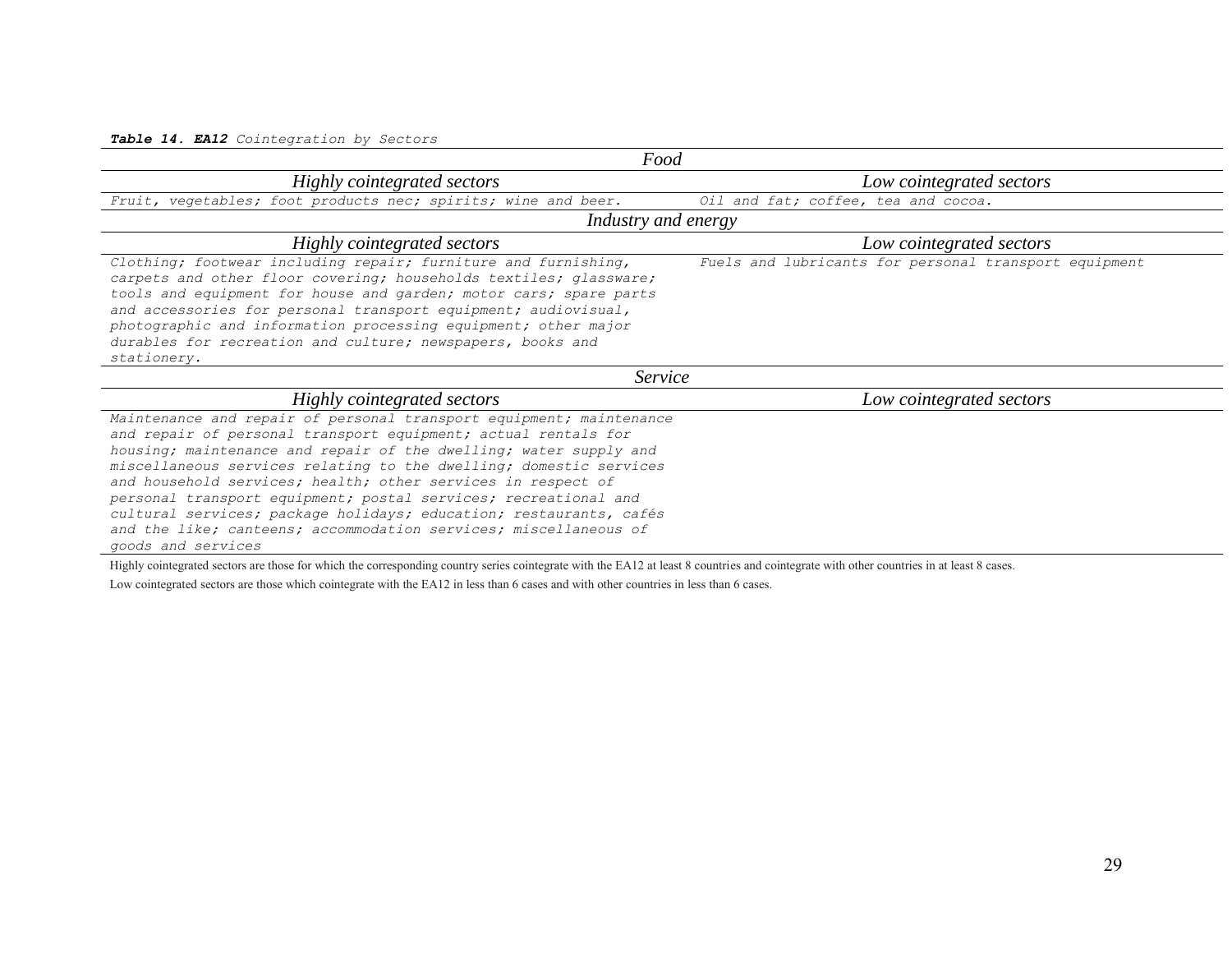***Table 14. EA12*** *Cointegration by Sectors*

| | |
|---|---|
| *Food* | |
| *Highly cointegrated sectors* | *Low cointegrated sectors* |
| *Fruit, vegetables; foot products nec; spirits; wine and beer.* | *Oil and fat; coffee, tea and cocoa.* |
| *Industry and energy* | |
| *Highly cointegrated sectors* | *Low cointegrated sectors* |
| *Clothing; footwear including repair; furniture and furnishing, carpets and other floor covering; households textiles; glassware; tools and equipment for house and garden; motor cars; spare parts and accessories for personal transport equipment; audiovisual, photographic and information processing equipment; other major durables for recreation and culture; newspapers, books and stationery.* | *Fuels and lubricants for personal transport equipment* |
| *Service* | |
| *Highly cointegrated sectors* | *Low cointegrated sectors* |
| *Maintenance and repair of personal transport equipment; maintenance and repair of personal transport equipment; actual rentals for housing; maintenance and repair of the dwelling; water supply and miscellaneous services relating to the dwelling; domestic services and household services; health; other services in respect of personal transport equipment; postal services; recreational and cultural services; package holidays; education; restaurants, cafés and the like; canteens; accommodation services; miscellaneous of goods and services* | |

Highly cointegrated sectors are those for which the corresponding country series cointegrate with the EA12 at least 8 countries and cointegrate with other countries in at least 8 cases.

Low cointegrated sectors are those which cointegrate with the EA12 in less than 6 cases and with other countries in less than 6 cases.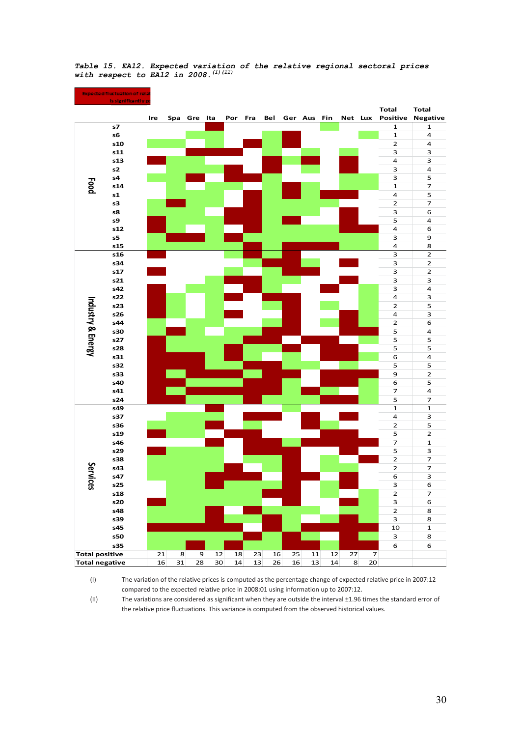*Table 15. EA12. Expected variation of the relative regional sectoral prices with respect to EA12 in 2008.* (I) (II)

Expected fluctuation of relat... is significantly po...

| | | Ire | Spa | Gre | Ita | Por | Fra | Bel | Ger | Aus | Fin | Net | Lux | Total Positive | Total Negative |
|---|---|---|---|---|---|---|---|---|---|---|---|---|---|---|---|
| Food | s7 | | | | | | | | | | | | | 1 | 1 |
| | s6 | | | | | | | | | | | | | 1 | 4 |
| | s10 | | | | | | | | | | | | | 2 | 4 |
| | s11 | | | | | | | | | | | | | 3 | 3 |
| | s13 | | | | | | | | | | | | | 4 | 3 |
| | s2 | | | | | | | | | | | | | 3 | 4 |
| | s4 | | | | | | | | | | | | | 3 | 5 |
| | s14 | | | | | | | | | | | | | 1 | 7 |
| | s1 | | | | | | | | | | | | | 4 | 5 |
| | s3 | | | | | | | | | | | | | 2 | 7 |
| | s8 | | | | | | | | | | | | | 3 | 6 |
| | s9 | | | | | | | | | | | | | 5 | 4 |
| | s12 | | | | | | | | | | | | | 4 | 6 |
| | s5 | | | | | | | | | | | | | 3 | 9 |
| | s15 | | | | | | | | | | | | | 4 | 8 |
| Industry & Energy | s16 | | | | | | | | | | | | | 3 | 2 |
| | s34 | | | | | | | | | | | | | 3 | 2 |
| | s17 | | | | | | | | | | | | | 3 | 2 |
| | s21 | | | | | | | | | | | | | 3 | 3 |
| | s42 | | | | | | | | | | | | | 3 | 4 |
| | s22 | | | | | | | | | | | | | 4 | 3 |
| | s23 | | | | | | | | | | | | | 2 | 5 |
| | s26 | | | | | | | | | | | | | 4 | 3 |
| | s44 | | | | | | | | | | | | | 2 | 6 |
| | s30 | | | | | | | | | | | | | 5 | 4 |
| | s27 | | | | | | | | | | | | | 5 | 5 |
| | s28 | | | | | | | | | | | | | 5 | 5 |
| | s31 | | | | | | | | | | | | | 6 | 4 |
| | s32 | | | | | | | | | | | | | 5 | 5 |
| | s33 | | | | | | | | | | | | | 9 | 2 |
| | s40 | | | | | | | | | | | | | 6 | 5 |
| | s41 | | | | | | | | | | | | | 7 | 4 |
| | s24 | | | | | | | | | | | | | 5 | 7 |
| Services | s49 | | | | | | | | | | | | | 1 | 1 |
| | s37 | | | | | | | | | | | | | 4 | 3 |
| | s36 | | | | | | | | | | | | | 2 | 5 |
| | s19 | | | | | | | | | | | | | 5 | 2 |
| | s46 | | | | | | | | | | | | | 7 | 1 |
| | s29 | | | | | | | | | | | | | 5 | 3 |
| | s38 | | | | | | | | | | | | | 2 | 7 |
| | s43 | | | | | | | | | | | | | 2 | 7 |
| | s47 | | | | | | | | | | | | | 6 | 3 |
| | s25 | | | | | | | | | | | | | 3 | 6 |
| | s18 | | | | | | | | | | | | | 2 | 7 |
| | s20 | | | | | | | | | | | | | 3 | 6 |
| | s48 | | | | | | | | | | | | | 2 | 8 |
| | s39 | | | | | | | | | | | | | 3 | 8 |
| | s45 | | | | | | | | | | | | | 10 | 1 |
| | s50 | | | | | | | | | | | | | 3 | 8 |
| | s35 | | | | | | | | | | | | | 6 | 6 |
| Total positive | | 21 | 8 | 9 | 12 | 18 | 23 | 16 | 25 | 11 | 12 | 27 | 7 | | |
| Total negative | | 16 | 31 | 28 | 30 | 14 | 13 | 26 | 16 | 13 | 14 | 8 | 20 | | |

(I) The variation of the relative prices is computed as the percentage change of expected relative price in 2007:12 compared to the expected relative price in 2008:01 using information up to 2007:12.

(II) The variations are considered as significant when they are outside the interval ±1.96 times the standard error of the relative price fluctuations. This variance is computed from the observed historical values.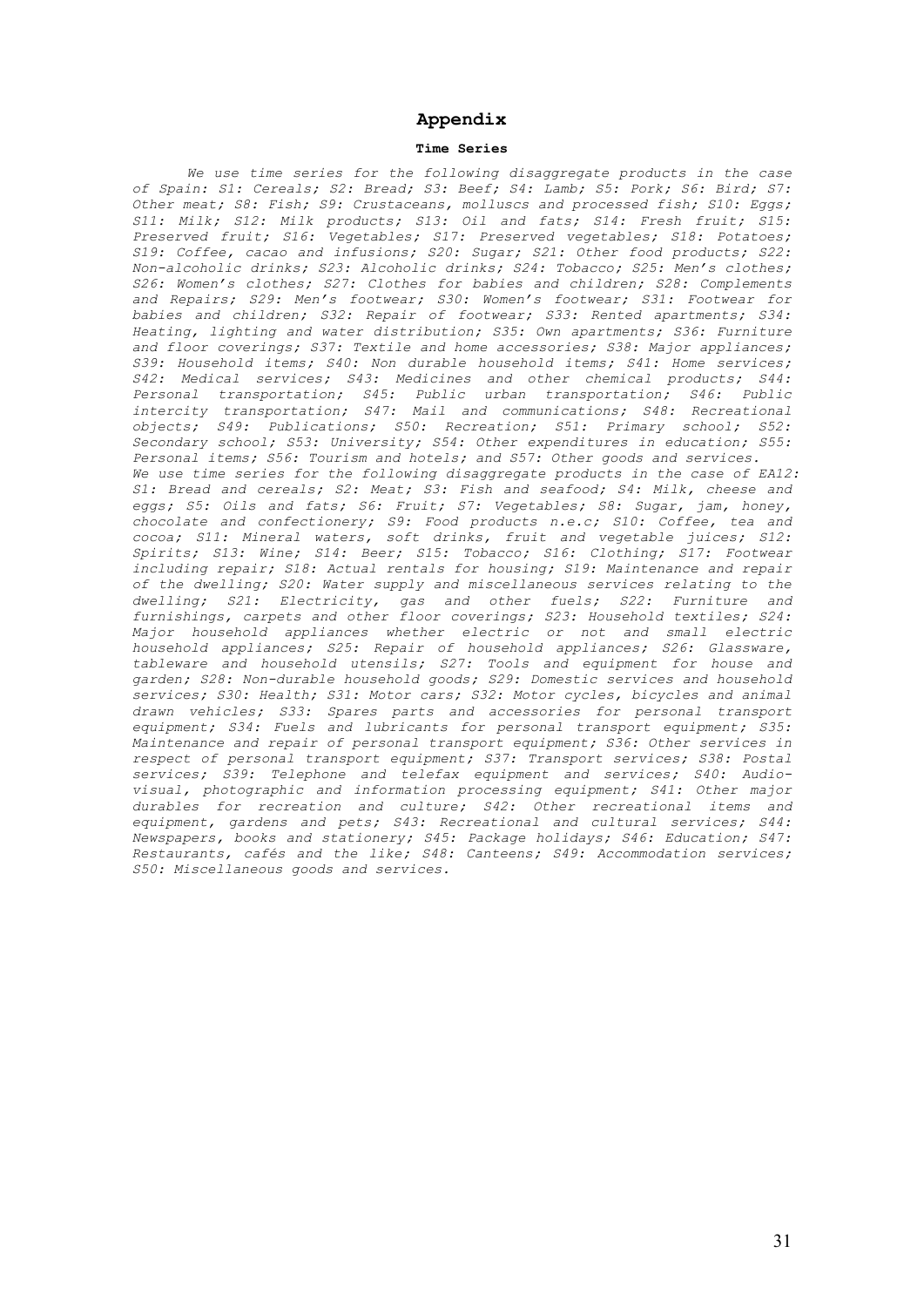# Appendix

### Time Series

*We use time series for the following disaggregate products in the case of Spain: S1: Cereals; S2: Bread; S3: Beef; S4: Lamb; S5: Pork; S6: Bird; S7: Other meat; S8: Fish; S9: Crustaceans, molluscs and processed fish; S10: Eggs; S11: Milk; S12: Milk products; S13: Oil and fats; S14: Fresh fruit; S15: Preserved fruit; S16: Vegetables; S17: Preserved vegetables; S18: Potatoes; S19: Coffee, cacao and infusions; S20: Sugar; S21: Other food products; S22: Non-alcoholic drinks; S23: Alcoholic drinks; S24: Tobacco; S25: Men's clothes; S26: Women's clothes; S27: Clothes for babies and children; S28: Complements and Repairs; S29: Men's footwear; S30: Women's footwear; S31: Footwear for babies and children; S32: Repair of footwear; S33: Rented apartments; S34: Heating, lighting and water distribution; S35: Own apartments; S36: Furniture and floor coverings; S37: Textile and home accessories; S38: Major appliances; S39: Household items; S40: Non durable household items; S41: Home services; S42: Medical services; S43: Medicines and other chemical products; S44: Personal transportation; S45: Public urban transportation; S46: Public intercity transportation; S47: Mail and communications; S48: Recreational objects; S49: Publications; S50: Recreation; S51: Primary school; S52: Secondary school; S53: University; S54: Other expenditures in education; S55: Personal items; S56: Tourism and hotels; and S57: Other goods and services.*

*We use time series for the following disaggregate products in the case of EA12: S1: Bread and cereals; S2: Meat; S3: Fish and seafood; S4: Milk, cheese and eggs; S5: Oils and fats; S6: Fruit; S7: Vegetables; S8: Sugar, jam, honey, chocolate and confectionery; S9: Food products n.e.c; S10: Coffee, tea and cocoa; S11: Mineral waters, soft drinks, fruit and vegetable juices; S12: Spirits; S13: Wine; S14: Beer; S15: Tobacco; S16: Clothing; S17: Footwear including repair; S18: Actual rentals for housing; S19: Maintenance and repair of the dwelling; S20: Water supply and miscellaneous services relating to the dwelling; S21: Electricity, gas and other fuels; S22: Furniture and furnishings, carpets and other floor coverings; S23: Household textiles; S24: Major household appliances whether electric or not and small electric household appliances; S25: Repair of household appliances; S26: Glassware, tableware and household utensils; S27: Tools and equipment for house and garden; S28: Non-durable household goods; S29: Domestic services and household services; S30: Health; S31: Motor cars; S32: Motor cycles, bicycles and animal drawn vehicles; S33: Spares parts and accessories for personal transport equipment; S34: Fuels and lubricants for personal transport equipment; S35: Maintenance and repair of personal transport equipment; S36: Other services in respect of personal transport equipment; S37: Transport services; S38: Postal services; S39: Telephone and telefax equipment and services; S40: Audio-visual, photographic and information processing equipment; S41: Other major durables for recreation and culture; S42: Other recreational items and equipment, gardens and pets; S43: Recreational and cultural services; S44: Newspapers, books and stationery; S45: Package holidays; S46: Education; S47: Restaurants, cafés and the like; S48: Canteens; S49: Accommodation services; S50: Miscellaneous goods and services.*